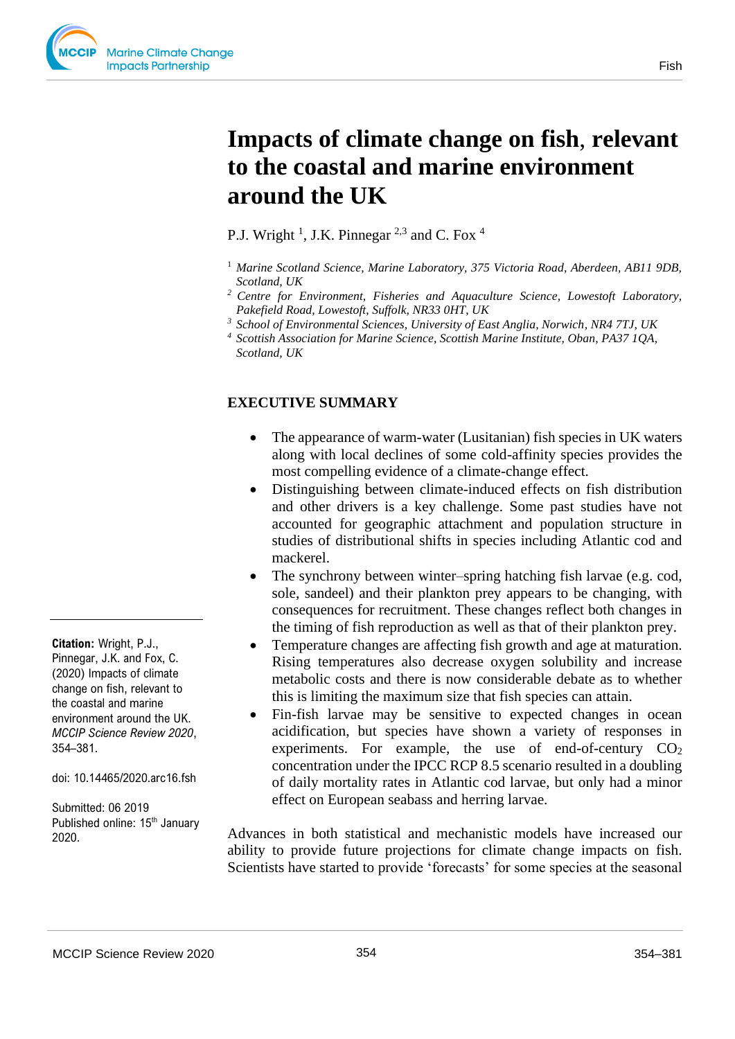# Impacts of climate change on fish, relevant to the coastal and marine environment around the UK

P.J. Wright [1], J.K. Pinnegar [2,3] and C. Fox [4]

[1] *Marine Scotland Science, Marine Laboratory, 375 Victoria Road, Aberdeen, AB11 9DB, Scotland, UK*
[2] *Centre for Environment, Fisheries and Aquaculture Science, Lowestoft Laboratory, Pakefield Road, Lowestoft, Suffolk, NR33 0HT, UK*
[3] *School of Environmental Sciences, University of East Anglia, Norwich, NR4 7TJ, UK*
[4] *Scottish Association for Marine Science, Scottish Marine Institute, Oban, PA37 1QA, Scotland, UK*

**Citation:** Wright, P.J., Pinnegar, J.K. and Fox, C. (2020) Impacts of climate change on fish, relevant to the coastal and marine environment around the UK. *MCCIP Science Review 2020*, 354–381.

doi: 10.14465/2020.arc16.fsh

Submitted: 06 2019
Published online: 15th January 2020.

## EXECUTIVE SUMMARY

- The appearance of warm-water (Lusitanian) fish species in UK waters along with local declines of some cold-affinity species provides the most compelling evidence of a climate-change effect.
- Distinguishing between climate-induced effects on fish distribution and other drivers is a key challenge. Some past studies have not accounted for geographic attachment and population structure in studies of distributional shifts in species including Atlantic cod and mackerel.
- The synchrony between winter–spring hatching fish larvae (e.g. cod, sole, sandeel) and their plankton prey appears to be changing, with consequences for recruitment. These changes reflect both changes in the timing of fish reproduction as well as that of their plankton prey.
- Temperature changes are affecting fish growth and age at maturation. Rising temperatures also decrease oxygen solubility and increase metabolic costs and there is now considerable debate as to whether this is limiting the maximum size that fish species can attain.
- Fin-fish larvae may be sensitive to expected changes in ocean acidification, but species have shown a variety of responses in experiments. For example, the use of end-of-century $CO_2$ concentration under the IPCC RCP 8.5 scenario resulted in a doubling of daily mortality rates in Atlantic cod larvae, but only had a minor effect on European seabass and herring larvae.

Advances in both statistical and mechanistic models have increased our ability to provide future projections for climate change impacts on fish. Scientists have started to provide 'forecasts' for some species at the seasonal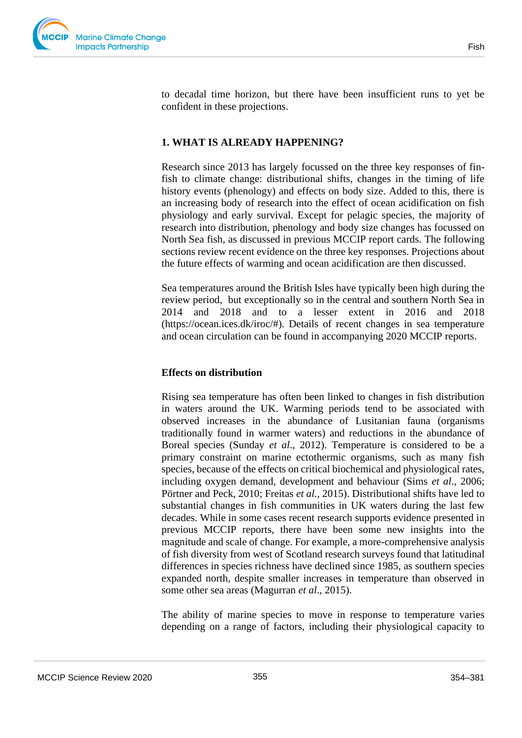to decadal time horizon, but there have been insufficient runs to yet be confident in these projections.

## 1. WHAT IS ALREADY HAPPENING?

Research since 2013 has largely focussed on the three key responses of fin-fish to climate change: distributional shifts, changes in the timing of life history events (phenology) and effects on body size. Added to this, there is an increasing body of research into the effect of ocean acidification on fish physiology and early survival. Except for pelagic species, the majority of research into distribution, phenology and body size changes has focussed on North Sea fish, as discussed in previous MCCIP report cards. The following sections review recent evidence on the three key responses. Projections about the future effects of warming and ocean acidification are then discussed.

Sea temperatures around the British Isles have typically been high during the review period, but exceptionally so in the central and southern North Sea in 2014 and 2018 and to a lesser extent in 2016 and 2018 (https://ocean.ices.dk/iroc/#). Details of recent changes in sea temperature and ocean circulation can be found in accompanying 2020 MCCIP reports.

### Effects on distribution

Rising sea temperature has often been linked to changes in fish distribution in waters around the UK. Warming periods tend to be associated with observed increases in the abundance of Lusitanian fauna (organisms traditionally found in warmer waters) and reductions in the abundance of Boreal species (Sunday *et al*., 2012). Temperature is considered to be a primary constraint on marine ectothermic organisms, such as many fish species, because of the effects on critical biochemical and physiological rates, including oxygen demand, development and behaviour (Sims *et al*., 2006; Pörtner and Peck, 2010; Freitas *et al.*, 2015). Distributional shifts have led to substantial changes in fish communities in UK waters during the last few decades. While in some cases recent research supports evidence presented in previous MCCIP reports, there have been some new insights into the magnitude and scale of change. For example, a more-comprehensive analysis of fish diversity from west of Scotland research surveys found that latitudinal differences in species richness have declined since 1985, as southern species expanded north, despite smaller increases in temperature than observed in some other sea areas (Magurran *et al*., 2015).

The ability of marine species to move in response to temperature varies depending on a range of factors, including their physiological capacity to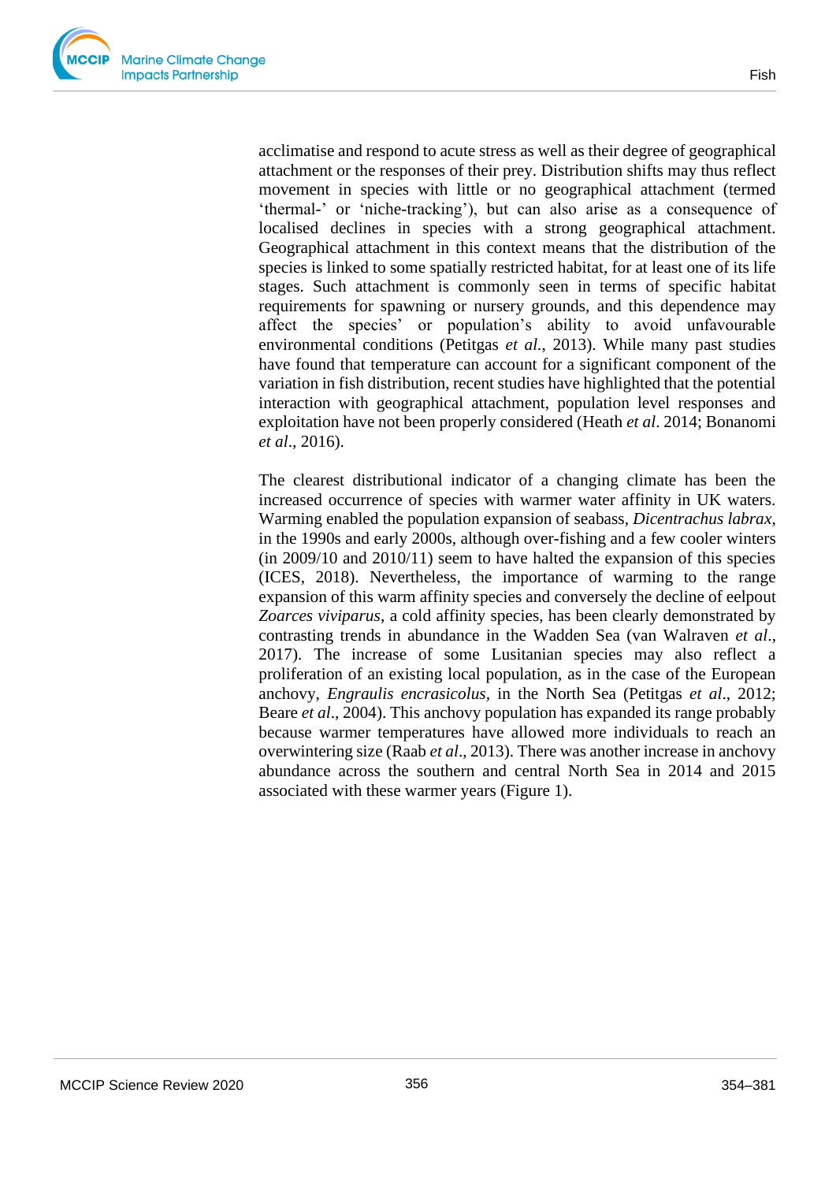acclimatise and respond to acute stress as well as their degree of geographical attachment or the responses of their prey. Distribution shifts may thus reflect movement in species with little or no geographical attachment (termed 'thermal-' or 'niche-tracking'), but can also arise as a consequence of localised declines in species with a strong geographical attachment. Geographical attachment in this context means that the distribution of the species is linked to some spatially restricted habitat, for at least one of its life stages. Such attachment is commonly seen in terms of specific habitat requirements for spawning or nursery grounds, and this dependence may affect the species' or population's ability to avoid unfavourable environmental conditions (Petitgas *et al.*, 2013). While many past studies have found that temperature can account for a significant component of the variation in fish distribution, recent studies have highlighted that the potential interaction with geographical attachment, population level responses and exploitation have not been properly considered (Heath *et al*. 2014; Bonanomi *et al*., 2016).

The clearest distributional indicator of a changing climate has been the increased occurrence of species with warmer water affinity in UK waters. Warming enabled the population expansion of seabass, *Dicentrachus labrax*, in the 1990s and early 2000s, although over-fishing and a few cooler winters (in 2009/10 and 2010/11) seem to have halted the expansion of this species (ICES, 2018). Nevertheless, the importance of warming to the range expansion of this warm affinity species and conversely the decline of eelpout *Zoarces viviparus*, a cold affinity species, has been clearly demonstrated by contrasting trends in abundance in the Wadden Sea (van Walraven *et al*., 2017). The increase of some Lusitanian species may also reflect a proliferation of an existing local population, as in the case of the European anchovy, *Engraulis encrasicolus,* in the North Sea (Petitgas *et al*., 2012; Beare *et al*., 2004). This anchovy population has expanded its range probably because warmer temperatures have allowed more individuals to reach an overwintering size (Raab *et al*., 2013). There was another increase in anchovy abundance across the southern and central North Sea in 2014 and 2015 associated with these warmer years (Figure 1).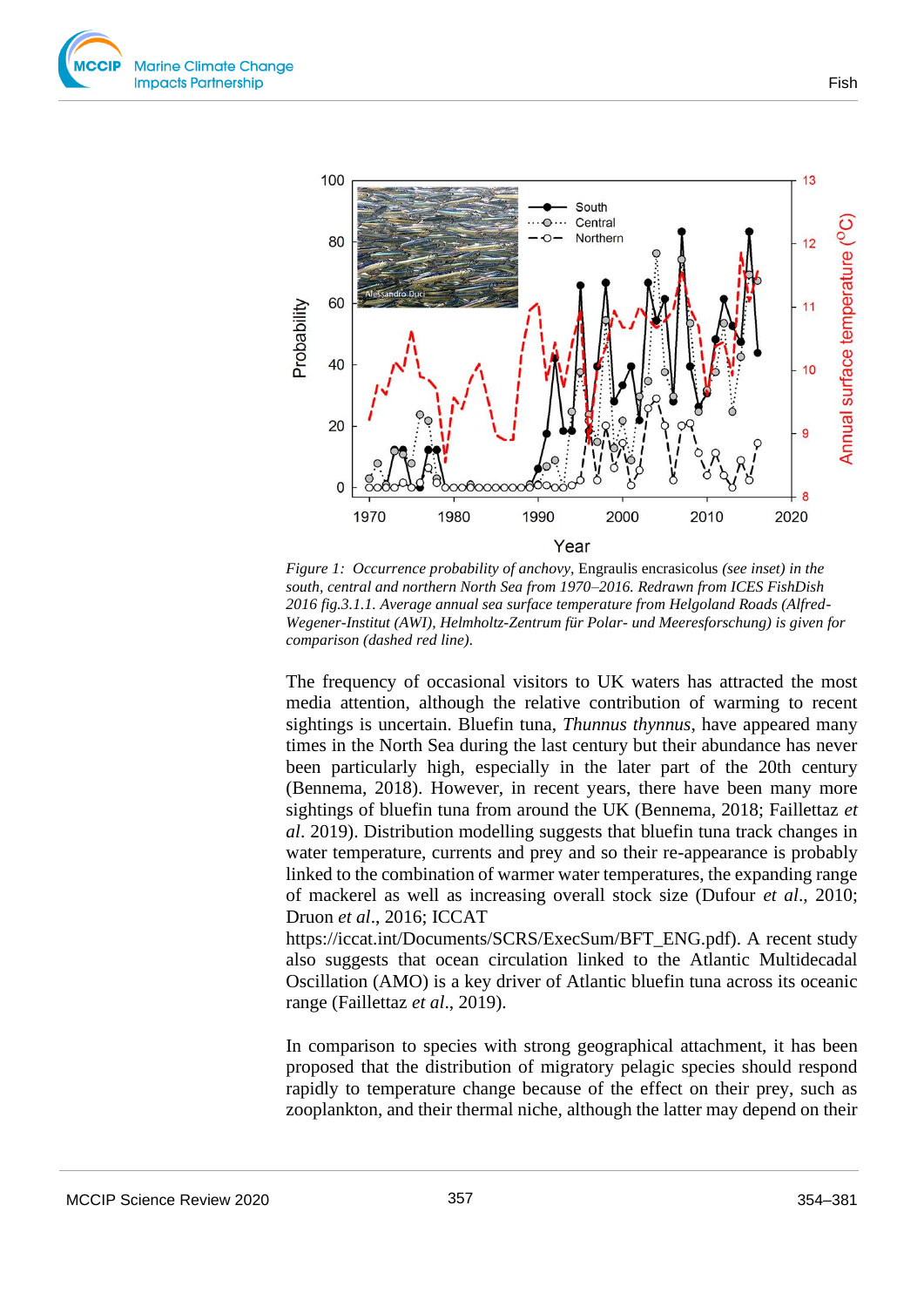*Figure 1: Occurrence probability of anchovy,* Engraulis encrasicolus *(see inset) in the south, central and northern North Sea from 1970–2016. Redrawn from ICES FishDish 2016 fig.3.1.1. Average annual sea surface temperature from Helgoland Roads (Alfred-Wegener-Institut (AWI), Helmholtz-Zentrum für Polar- und Meeresforschung) is given for comparison (dashed red line).*

The frequency of occasional visitors to UK waters has attracted the most media attention, although the relative contribution of warming to recent sightings is uncertain. Bluefin tuna, *Thunnus thynnus*, have appeared many times in the North Sea during the last century but their abundance has never been particularly high, especially in the later part of the 20th century (Bennema, 2018). However, in recent years, there have been many more sightings of bluefin tuna from around the UK (Bennema, 2018; Faillettaz *et al*. 2019). Distribution modelling suggests that bluefin tuna track changes in water temperature, currents and prey and so their re-appearance is probably linked to the combination of warmer water temperatures, the expanding range of mackerel as well as increasing overall stock size (Dufour *et al*., 2010; Druon *et al*., 2016; ICCAT https://iccat.int/Documents/SCRS/ExecSum/BFT_ENG.pdf). A recent study also suggests that ocean circulation linked to the Atlantic Multidecadal Oscillation (AMO) is a key driver of Atlantic bluefin tuna across its oceanic range (Faillettaz *et al*., 2019).

In comparison to species with strong geographical attachment, it has been proposed that the distribution of migratory pelagic species should respond rapidly to temperature change because of the effect on their prey, such as zooplankton, and their thermal niche, although the latter may depend on their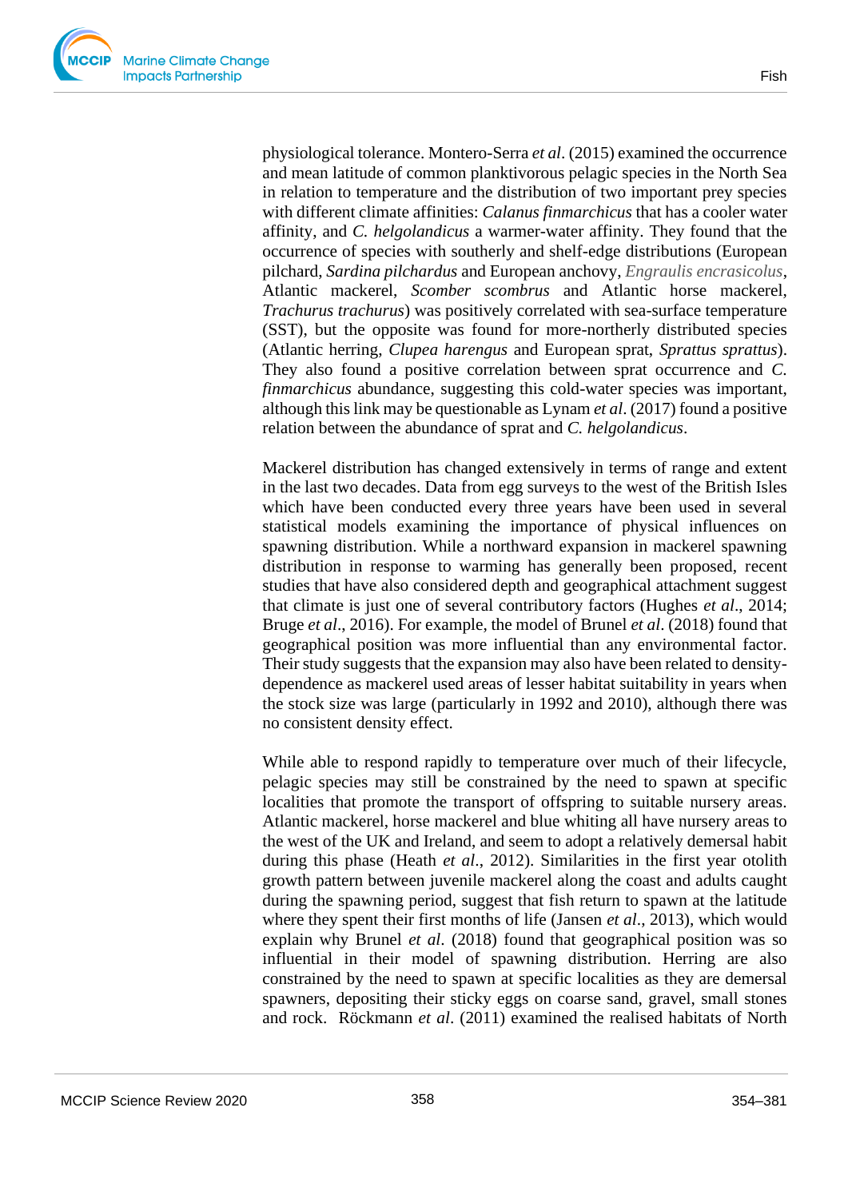physiological tolerance. Montero-Serra *et al*. (2015) examined the occurrence and mean latitude of common planktivorous pelagic species in the North Sea in relation to temperature and the distribution of two important prey species with different climate affinities: *Calanus finmarchicus* that has a cooler water affinity, and *C. helgolandicus* a warmer-water affinity. They found that the occurrence of species with southerly and shelf-edge distributions (European pilchard, *Sardina pilchardus* and European anchovy, *Engraulis encrasicolus*, Atlantic mackerel, *Scomber scombrus* and Atlantic horse mackerel, *Trachurus trachurus*) was positively correlated with sea-surface temperature (SST), but the opposite was found for more-northerly distributed species (Atlantic herring, *Clupea harengus* and European sprat, *Sprattus sprattus*). They also found a positive correlation between sprat occurrence and *C. finmarchicus* abundance, suggesting this cold-water species was important, although this link may be questionable as Lynam *et al*. (2017) found a positive relation between the abundance of sprat and *C. helgolandicus*.

Mackerel distribution has changed extensively in terms of range and extent in the last two decades. Data from egg surveys to the west of the British Isles which have been conducted every three years have been used in several statistical models examining the importance of physical influences on spawning distribution. While a northward expansion in mackerel spawning distribution in response to warming has generally been proposed, recent studies that have also considered depth and geographical attachment suggest that climate is just one of several contributory factors (Hughes *et al*., 2014; Bruge *et al*., 2016). For example, the model of Brunel *et al*. (2018) found that geographical position was more influential than any environmental factor. Their study suggests that the expansion may also have been related to density-dependence as mackerel used areas of lesser habitat suitability in years when the stock size was large (particularly in 1992 and 2010), although there was no consistent density effect.

While able to respond rapidly to temperature over much of their lifecycle, pelagic species may still be constrained by the need to spawn at specific localities that promote the transport of offspring to suitable nursery areas. Atlantic mackerel, horse mackerel and blue whiting all have nursery areas to the west of the UK and Ireland, and seem to adopt a relatively demersal habit during this phase (Heath *et al*., 2012). Similarities in the first year otolith growth pattern between juvenile mackerel along the coast and adults caught during the spawning period, suggest that fish return to spawn at the latitude where they spent their first months of life (Jansen *et al*., 2013), which would explain why Brunel *et al*. (2018) found that geographical position was so influential in their model of spawning distribution. Herring are also constrained by the need to spawn at specific localities as they are demersal spawners, depositing their sticky eggs on coarse sand, gravel, small stones and rock. Röckmann *et al*. (2011) examined the realised habitats of North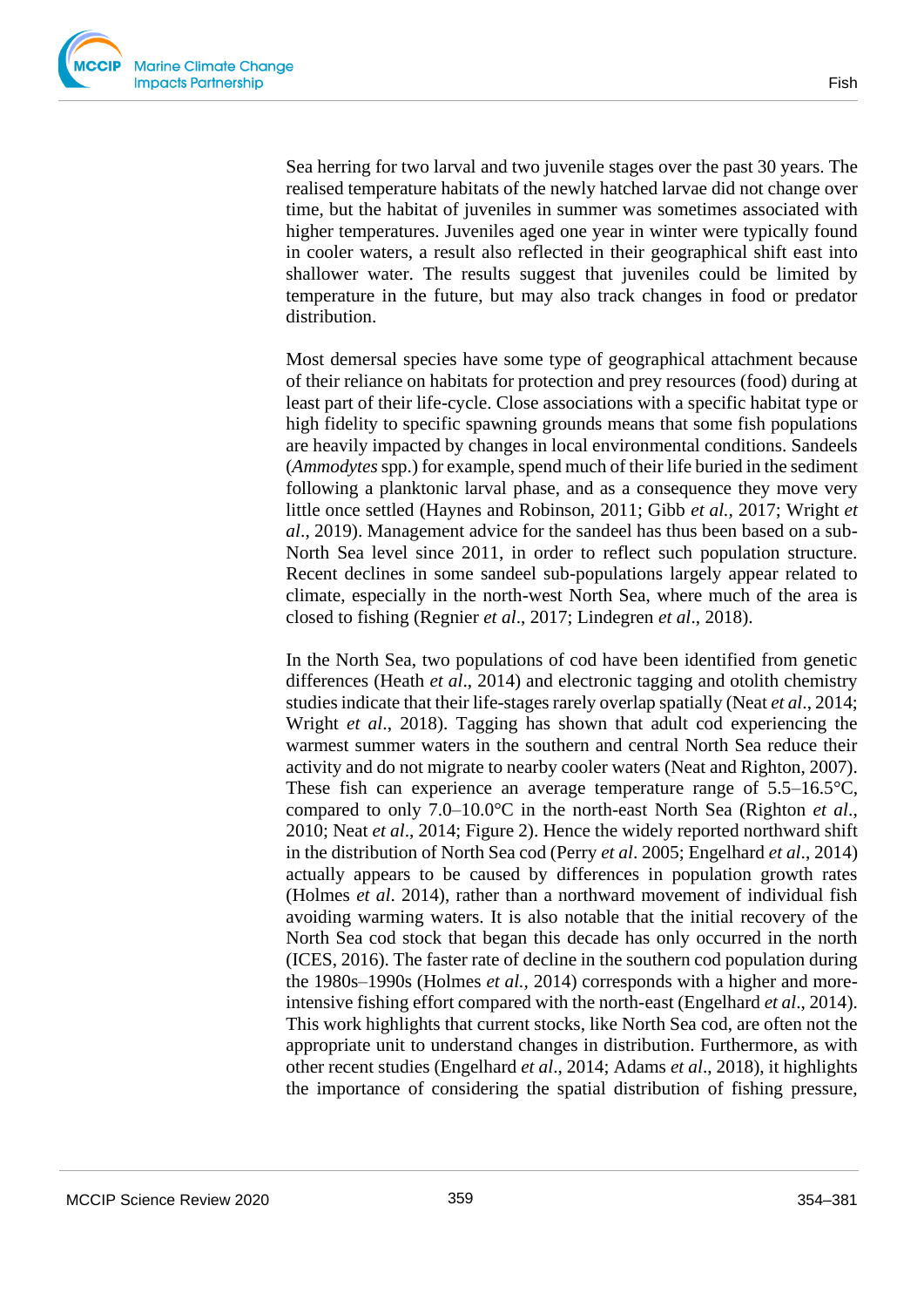Sea herring for two larval and two juvenile stages over the past 30 years. The realised temperature habitats of the newly hatched larvae did not change over time, but the habitat of juveniles in summer was sometimes associated with higher temperatures. Juveniles aged one year in winter were typically found in cooler waters, a result also reflected in their geographical shift east into shallower water. The results suggest that juveniles could be limited by temperature in the future, but may also track changes in food or predator distribution.

Most demersal species have some type of geographical attachment because of their reliance on habitats for protection and prey resources (food) during at least part of their life-cycle. Close associations with a specific habitat type or high fidelity to specific spawning grounds means that some fish populations are heavily impacted by changes in local environmental conditions. Sandeels (*Ammodytes* spp.) for example, spend much of their life buried in the sediment following a planktonic larval phase, and as a consequence they move very little once settled (Haynes and Robinson, 2011; Gibb *et al.*, 2017; Wright *et al*., 2019). Management advice for the sandeel has thus been based on a sub-North Sea level since 2011, in order to reflect such population structure. Recent declines in some sandeel sub-populations largely appear related to climate, especially in the north-west North Sea, where much of the area is closed to fishing (Regnier *et al*., 2017; Lindegren *et al*., 2018).

In the North Sea, two populations of cod have been identified from genetic differences (Heath *et al*., 2014) and electronic tagging and otolith chemistry studies indicate that their life-stages rarely overlap spatially (Neat *et al*., 2014; Wright *et al*., 2018). Tagging has shown that adult cod experiencing the warmest summer waters in the southern and central North Sea reduce their activity and do not migrate to nearby cooler waters (Neat and Righton, 2007). These fish can experience an average temperature range of 5.5–16.5°C, compared to only 7.0–10.0°C in the north-east North Sea (Righton *et al*., 2010; Neat *et al*., 2014; Figure 2). Hence the widely reported northward shift in the distribution of North Sea cod (Perry *et al*. 2005; Engelhard *et al*., 2014) actually appears to be caused by differences in population growth rates (Holmes *et al*. 2014), rather than a northward movement of individual fish avoiding warming waters. It is also notable that the initial recovery of the North Sea cod stock that began this decade has only occurred in the north (ICES, 2016). The faster rate of decline in the southern cod population during the 1980s–1990s (Holmes *et al.*, 2014) corresponds with a higher and more-intensive fishing effort compared with the north-east (Engelhard *et al*., 2014). This work highlights that current stocks, like North Sea cod, are often not the appropriate unit to understand changes in distribution. Furthermore, as with other recent studies (Engelhard *et al*., 2014; Adams *et al*., 2018), it highlights the importance of considering the spatial distribution of fishing pressure,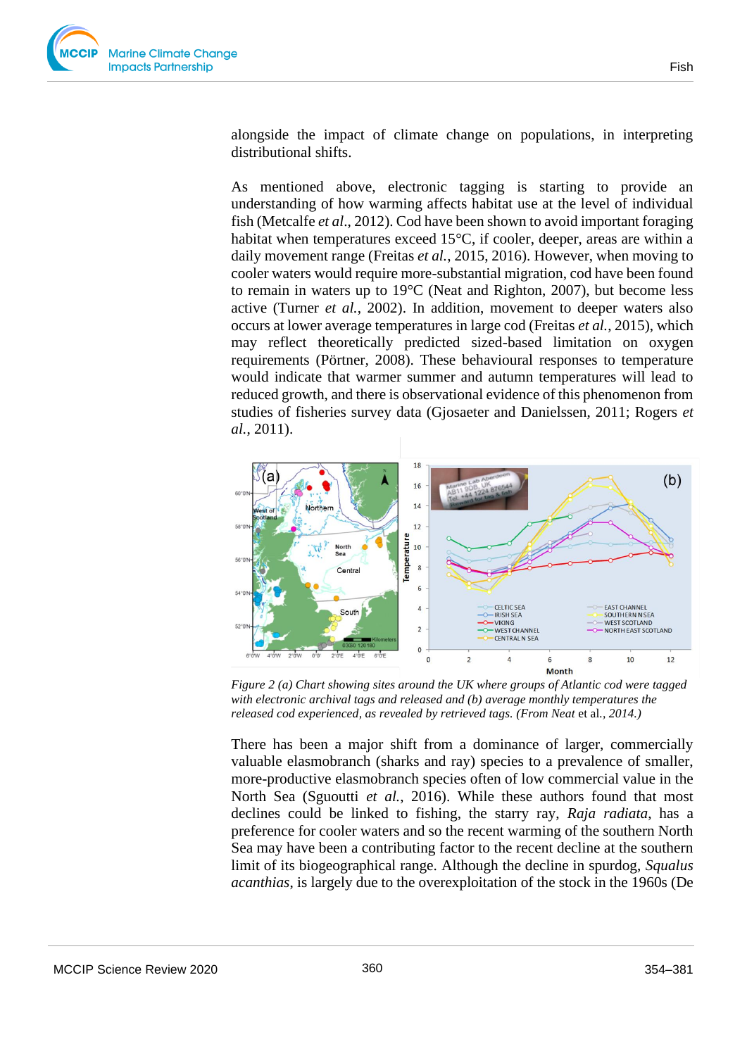alongside the impact of climate change on populations, in interpreting distributional shifts.

As mentioned above, electronic tagging is starting to provide an understanding of how warming affects habitat use at the level of individual fish (Metcalfe *et al*., 2012). Cod have been shown to avoid important foraging habitat when temperatures exceed 15°C, if cooler, deeper, areas are within a daily movement range (Freitas *et al.*, 2015, 2016). However, when moving to cooler waters would require more-substantial migration, cod have been found to remain in waters up to 19°C (Neat and Righton, 2007), but become less active (Turner *et al.*, 2002). In addition, movement to deeper waters also occurs at lower average temperatures in large cod (Freitas *et al.*, 2015), which may reflect theoretically predicted sized-based limitation on oxygen requirements (Pörtner, 2008). These behavioural responses to temperature would indicate that warmer summer and autumn temperatures will lead to reduced growth, and there is observational evidence of this phenomenon from studies of fisheries survey data (Gjosaeter and Danielssen, 2011; Rogers *et al.*, 2011).

*Figure 2 (a) Chart showing sites around the UK where groups of Atlantic cod were tagged with electronic archival tags and released and (b) average monthly temperatures the released cod experienced, as revealed by retrieved tags. (From Neat* et al.*, 2014.)*

There has been a major shift from a dominance of larger, commercially valuable elasmobranch (sharks and ray) species to a prevalence of smaller, more-productive elasmobranch species often of low commercial value in the North Sea (Sguoutti *et al.*, 2016). While these authors found that most declines could be linked to fishing, the starry ray, *Raja radiata*, has a preference for cooler waters and so the recent warming of the southern North Sea may have been a contributing factor to the recent decline at the southern limit of its biogeographical range. Although the decline in spurdog, *Squalus acanthias*, is largely due to the overexploitation of the stock in the 1960s (De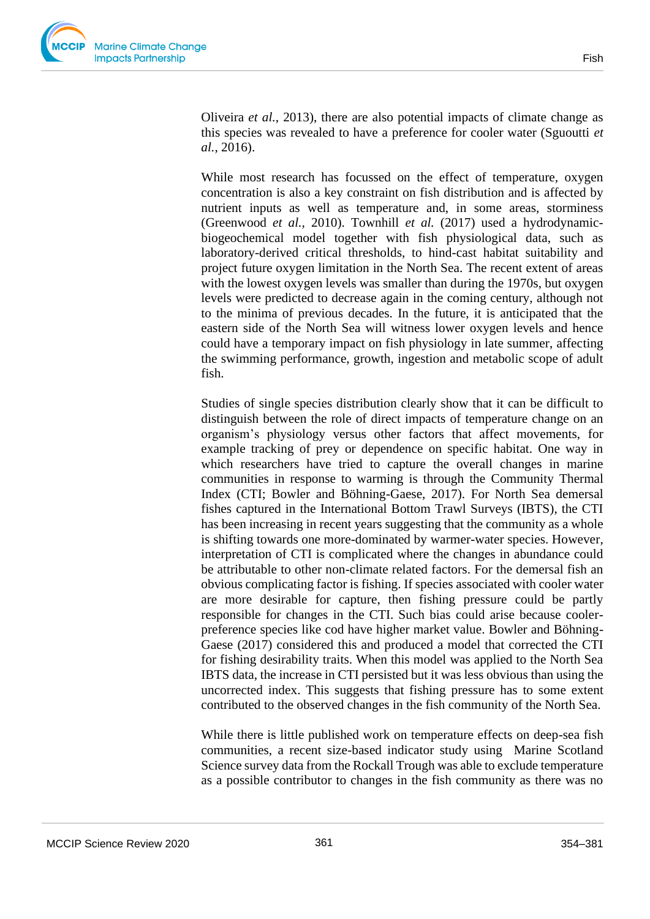Oliveira *et al.*, 2013), there are also potential impacts of climate change as this species was revealed to have a preference for cooler water (Sguoutti *et al.*, 2016).

While most research has focussed on the effect of temperature, oxygen concentration is also a key constraint on fish distribution and is affected by nutrient inputs as well as temperature and, in some areas, storminess (Greenwood *et al.*, 2010). Townhill *et al.* (2017) used a hydrodynamic-biogeochemical model together with fish physiological data, such as laboratory-derived critical thresholds, to hind-cast habitat suitability and project future oxygen limitation in the North Sea. The recent extent of areas with the lowest oxygen levels was smaller than during the 1970s, but oxygen levels were predicted to decrease again in the coming century, although not to the minima of previous decades. In the future, it is anticipated that the eastern side of the North Sea will witness lower oxygen levels and hence could have a temporary impact on fish physiology in late summer, affecting the swimming performance, growth, ingestion and metabolic scope of adult fish.

Studies of single species distribution clearly show that it can be difficult to distinguish between the role of direct impacts of temperature change on an organism's physiology versus other factors that affect movements, for example tracking of prey or dependence on specific habitat. One way in which researchers have tried to capture the overall changes in marine communities in response to warming is through the Community Thermal Index (CTI; Bowler and Böhning-Gaese, 2017). For North Sea demersal fishes captured in the International Bottom Trawl Surveys (IBTS), the CTI has been increasing in recent years suggesting that the community as a whole is shifting towards one more-dominated by warmer-water species. However, interpretation of CTI is complicated where the changes in abundance could be attributable to other non-climate related factors. For the demersal fish an obvious complicating factor is fishing. If species associated with cooler water are more desirable for capture, then fishing pressure could be partly responsible for changes in the CTI. Such bias could arise because cooler-preference species like cod have higher market value. Bowler and Böhning-Gaese (2017) considered this and produced a model that corrected the CTI for fishing desirability traits. When this model was applied to the North Sea IBTS data, the increase in CTI persisted but it was less obvious than using the uncorrected index. This suggests that fishing pressure has to some extent contributed to the observed changes in the fish community of the North Sea.

While there is little published work on temperature effects on deep-sea fish communities, a recent size-based indicator study using Marine Scotland Science survey data from the Rockall Trough was able to exclude temperature as a possible contributor to changes in the fish community as there was no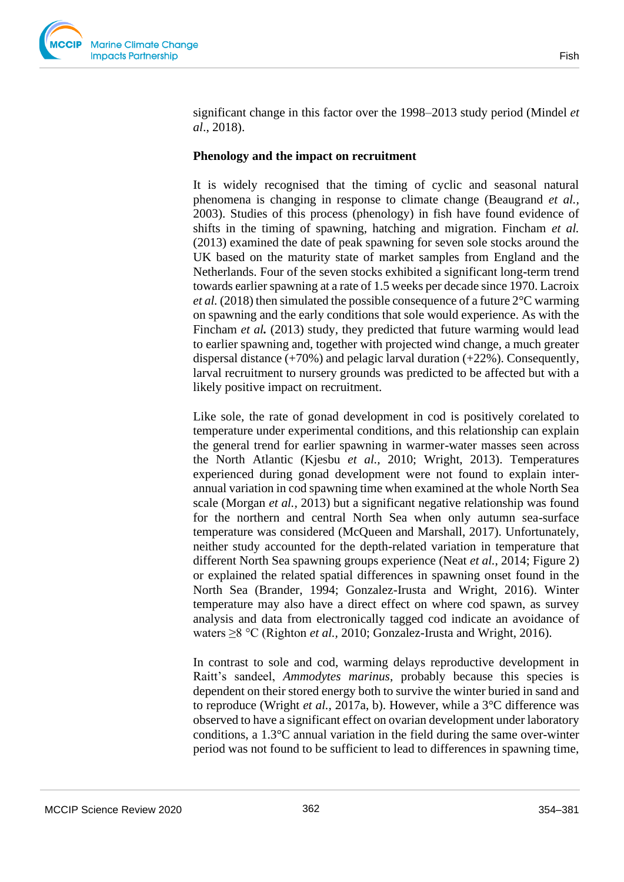significant change in this factor over the 1998–2013 study period (Mindel *et al*., 2018).

**Phenology and the impact on recruitment**

It is widely recognised that the timing of cyclic and seasonal natural phenomena is changing in response to climate change (Beaugrand *et al.*, 2003). Studies of this process (phenology) in fish have found evidence of shifts in the timing of spawning, hatching and migration. Fincham *et al.* (2013) examined the date of peak spawning for seven sole stocks around the UK based on the maturity state of market samples from England and the Netherlands. Four of the seven stocks exhibited a significant long-term trend towards earlier spawning at a rate of 1.5 weeks per decade since 1970. Lacroix *et al.* (2018) then simulated the possible consequence of a future 2°C warming on spawning and the early conditions that sole would experience. As with the Fincham *et al.* (2013) study, they predicted that future warming would lead to earlier spawning and, together with projected wind change, a much greater dispersal distance (+70%) and pelagic larval duration (+22%). Consequently, larval recruitment to nursery grounds was predicted to be affected but with a likely positive impact on recruitment.

Like sole, the rate of gonad development in cod is positively corelated to temperature under experimental conditions, and this relationship can explain the general trend for earlier spawning in warmer-water masses seen across the North Atlantic (Kjesbu *et al.*, 2010; Wright, 2013). Temperatures experienced during gonad development were not found to explain inter-annual variation in cod spawning time when examined at the whole North Sea scale (Morgan *et al.*, 2013) but a significant negative relationship was found for the northern and central North Sea when only autumn sea-surface temperature was considered (McQueen and Marshall, 2017). Unfortunately, neither study accounted for the depth-related variation in temperature that different North Sea spawning groups experience (Neat *et al.*, 2014; Figure 2) or explained the related spatial differences in spawning onset found in the North Sea (Brander, 1994; Gonzalez-Irusta and Wright, 2016). Winter temperature may also have a direct effect on where cod spawn, as survey analysis and data from electronically tagged cod indicate an avoidance of waters ≥8 °C (Righton *et al.*, 2010; Gonzalez-Irusta and Wright, 2016).

In contrast to sole and cod, warming delays reproductive development in Raitt's sandeel, *Ammodytes marinus*, probably because this species is dependent on their stored energy both to survive the winter buried in sand and to reproduce (Wright *et al.*, 2017a, b). However, while a 3°C difference was observed to have a significant effect on ovarian development under laboratory conditions, a 1.3°C annual variation in the field during the same over-winter period was not found to be sufficient to lead to differences in spawning time,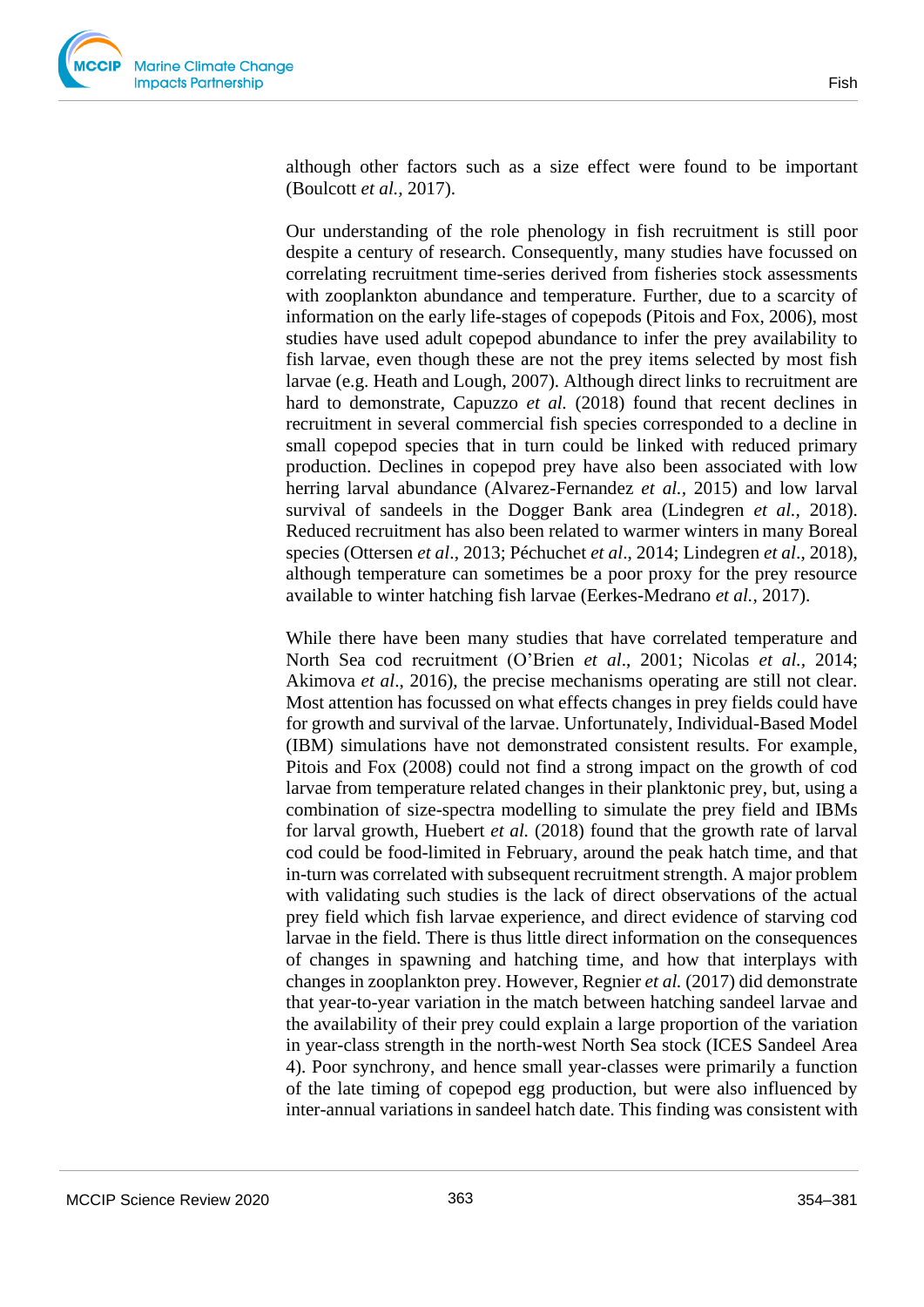although other factors such as a size effect were found to be important (Boulcott *et al.*, 2017).

Our understanding of the role phenology in fish recruitment is still poor despite a century of research. Consequently, many studies have focussed on correlating recruitment time-series derived from fisheries stock assessments with zooplankton abundance and temperature. Further, due to a scarcity of information on the early life-stages of copepods (Pitois and Fox, 2006), most studies have used adult copepod abundance to infer the prey availability to fish larvae, even though these are not the prey items selected by most fish larvae (e.g. Heath and Lough, 2007). Although direct links to recruitment are hard to demonstrate, Capuzzo *et al.* (2018) found that recent declines in recruitment in several commercial fish species corresponded to a decline in small copepod species that in turn could be linked with reduced primary production. Declines in copepod prey have also been associated with low herring larval abundance (Alvarez-Fernandez *et al.*, 2015) and low larval survival of sandeels in the Dogger Bank area (Lindegren *et al.*, 2018). Reduced recruitment has also been related to warmer winters in many Boreal species (Ottersen *et al*., 2013; Péchuchet *et al*., 2014; Lindegren *et al*., 2018), although temperature can sometimes be a poor proxy for the prey resource available to winter hatching fish larvae (Eerkes-Medrano *et al.*, 2017).

While there have been many studies that have correlated temperature and North Sea cod recruitment (O'Brien *et al*., 2001; Nicolas *et al.*, 2014; Akimova *et al*., 2016), the precise mechanisms operating are still not clear. Most attention has focussed on what effects changes in prey fields could have for growth and survival of the larvae. Unfortunately, Individual-Based Model (IBM) simulations have not demonstrated consistent results. For example, Pitois and Fox (2008) could not find a strong impact on the growth of cod larvae from temperature related changes in their planktonic prey, but, using a combination of size-spectra modelling to simulate the prey field and IBMs for larval growth, Huebert *et al.* (2018) found that the growth rate of larval cod could be food-limited in February, around the peak hatch time, and that in-turn was correlated with subsequent recruitment strength. A major problem with validating such studies is the lack of direct observations of the actual prey field which fish larvae experience, and direct evidence of starving cod larvae in the field. There is thus little direct information on the consequences of changes in spawning and hatching time, and how that interplays with changes in zooplankton prey. However, Regnier *et al.* (2017) did demonstrate that year-to-year variation in the match between hatching sandeel larvae and the availability of their prey could explain a large proportion of the variation in year-class strength in the north-west North Sea stock (ICES Sandeel Area 4). Poor synchrony, and hence small year-classes were primarily a function of the late timing of copepod egg production, but were also influenced by inter-annual variations in sandeel hatch date. This finding was consistent with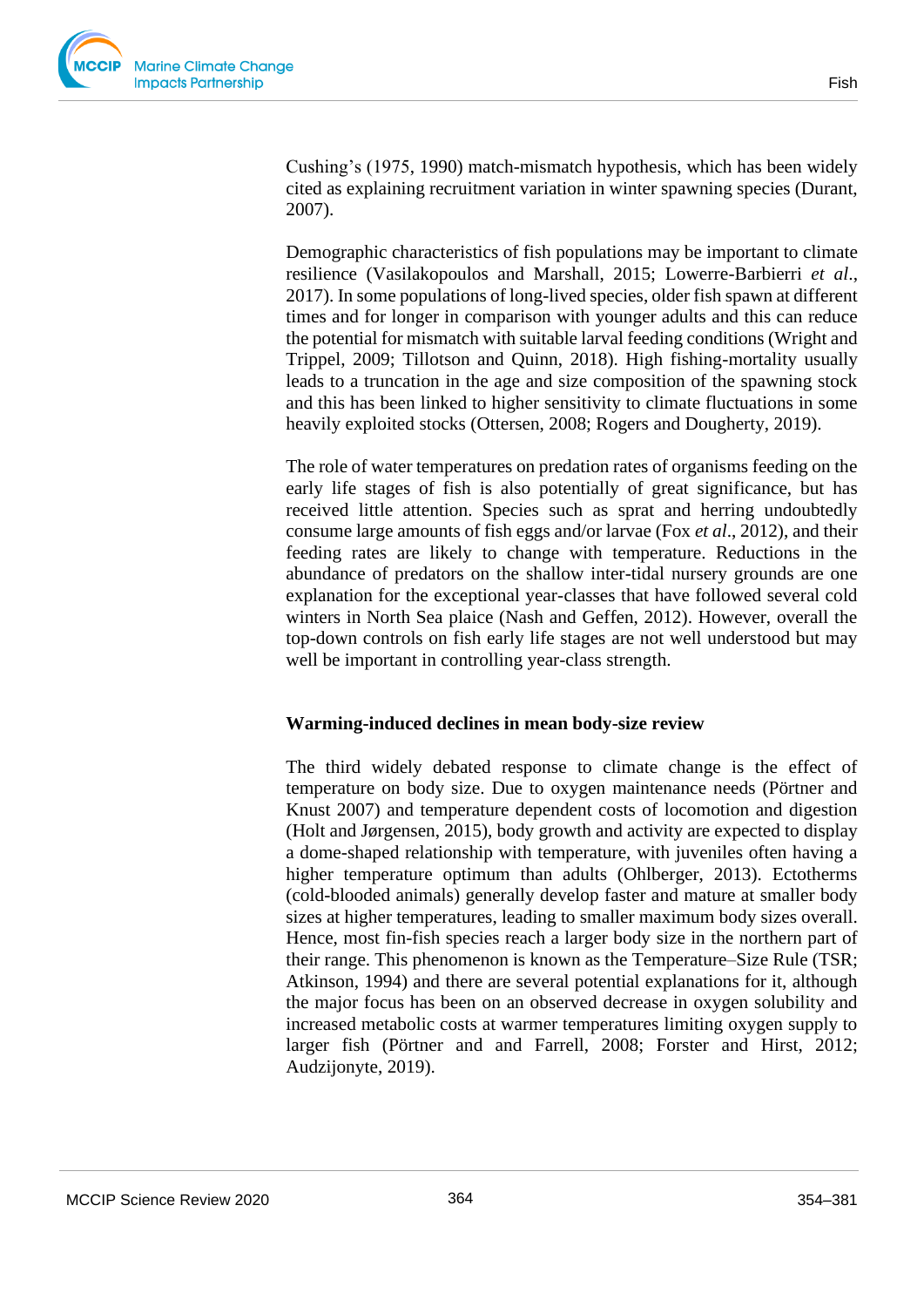Cushing's (1975, 1990) match-mismatch hypothesis, which has been widely cited as explaining recruitment variation in winter spawning species (Durant, 2007).

Demographic characteristics of fish populations may be important to climate resilience (Vasilakopoulos and Marshall, 2015; Lowerre-Barbierri *et al*., 2017). In some populations of long-lived species, older fish spawn at different times and for longer in comparison with younger adults and this can reduce the potential for mismatch with suitable larval feeding conditions (Wright and Trippel, 2009; Tillotson and Quinn, 2018). High fishing-mortality usually leads to a truncation in the age and size composition of the spawning stock and this has been linked to higher sensitivity to climate fluctuations in some heavily exploited stocks (Ottersen, 2008; Rogers and Dougherty, 2019).

The role of water temperatures on predation rates of organisms feeding on the early life stages of fish is also potentially of great significance, but has received little attention. Species such as sprat and herring undoubtedly consume large amounts of fish eggs and/or larvae (Fox *et al*., 2012), and their feeding rates are likely to change with temperature. Reductions in the abundance of predators on the shallow inter-tidal nursery grounds are one explanation for the exceptional year-classes that have followed several cold winters in North Sea plaice (Nash and Geffen, 2012). However, overall the top-down controls on fish early life stages are not well understood but may well be important in controlling year-class strength.

### Warming-induced declines in mean body-size review

The third widely debated response to climate change is the effect of temperature on body size. Due to oxygen maintenance needs (Pörtner and Knust 2007) and temperature dependent costs of locomotion and digestion (Holt and Jørgensen, 2015), body growth and activity are expected to display a dome-shaped relationship with temperature, with juveniles often having a higher temperature optimum than adults (Ohlberger, 2013). Ectotherms (cold-blooded animals) generally develop faster and mature at smaller body sizes at higher temperatures, leading to smaller maximum body sizes overall. Hence, most fin-fish species reach a larger body size in the northern part of their range. This phenomenon is known as the Temperature–Size Rule (TSR; Atkinson, 1994) and there are several potential explanations for it, although the major focus has been on an observed decrease in oxygen solubility and increased metabolic costs at warmer temperatures limiting oxygen supply to larger fish (Pörtner and and Farrell, 2008; Forster and Hirst, 2012; Audzijonyte, 2019).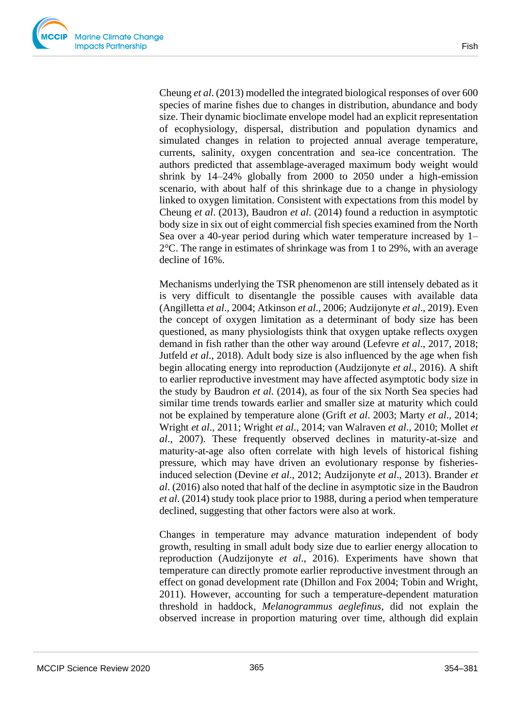Cheung *et al*. (2013) modelled the integrated biological responses of over 600 species of marine fishes due to changes in distribution, abundance and body size. Their dynamic bioclimate envelope model had an explicit representation of ecophysiology, dispersal, distribution and population dynamics and simulated changes in relation to projected annual average temperature, currents, salinity, oxygen concentration and sea-ice concentration. The authors predicted that assemblage-averaged maximum body weight would shrink by 14–24% globally from 2000 to 2050 under a high-emission scenario, with about half of this shrinkage due to a change in physiology linked to oxygen limitation. Consistent with expectations from this model by Cheung *et al*. (2013), Baudron *et al*. (2014) found a reduction in asymptotic body size in six out of eight commercial fish species examined from the North Sea over a 40-year period during which water temperature increased by 1–2°C. The range in estimates of shrinkage was from 1 to 29%, with an average decline of 16%.

Mechanisms underlying the TSR phenomenon are still intensely debated as it is very difficult to disentangle the possible causes with available data (Angilletta *et al*., 2004; Atkinson *et al*., 2006; Audzijonyte *et al*., 2019). Even the concept of oxygen limitation as a determinant of body size has been questioned, as many physiologists think that oxygen uptake reflects oxygen demand in fish rather than the other way around (Lefevre *et al*., 2017, 2018; Jutfeld *et al*., 2018). Adult body size is also influenced by the age when fish begin allocating energy into reproduction (Audzijonyte *et al.*, 2016). A shift to earlier reproductive investment may have affected asymptotic body size in the study by Baudron *et al.* (2014), as four of the six North Sea species had similar time trends towards earlier and smaller size at maturity which could not be explained by temperature alone (Grift *et al*. 2003; Marty *et al*., 2014; Wright *et al*., 2011; Wright *et al*., 2014; van Walraven *et al*., 2010; Mollet *et al*., 2007). These frequently observed declines in maturity-at-size and maturity-at-age also often correlate with high levels of historical fishing pressure, which may have driven an evolutionary response by fisheries-induced selection (Devine *et al*., 2012; Audzijonyte *et al*., 2013). Brander *et al*. (2016) also noted that half of the decline in asymptotic size in the Baudron *et al*. (2014) study took place prior to 1988, during a period when temperature declined, suggesting that other factors were also at work.

Changes in temperature may advance maturation independent of body growth, resulting in small adult body size due to earlier energy allocation to reproduction (Audzijonyte *et al*., 2016). Experiments have shown that temperature can directly promote earlier reproductive investment through an effect on gonad development rate (Dhillon and Fox 2004; Tobin and Wright, 2011). However, accounting for such a temperature-dependent maturation threshold in haddock, *Melanogrammus aeglefinus*, did not explain the observed increase in proportion maturing over time, although did explain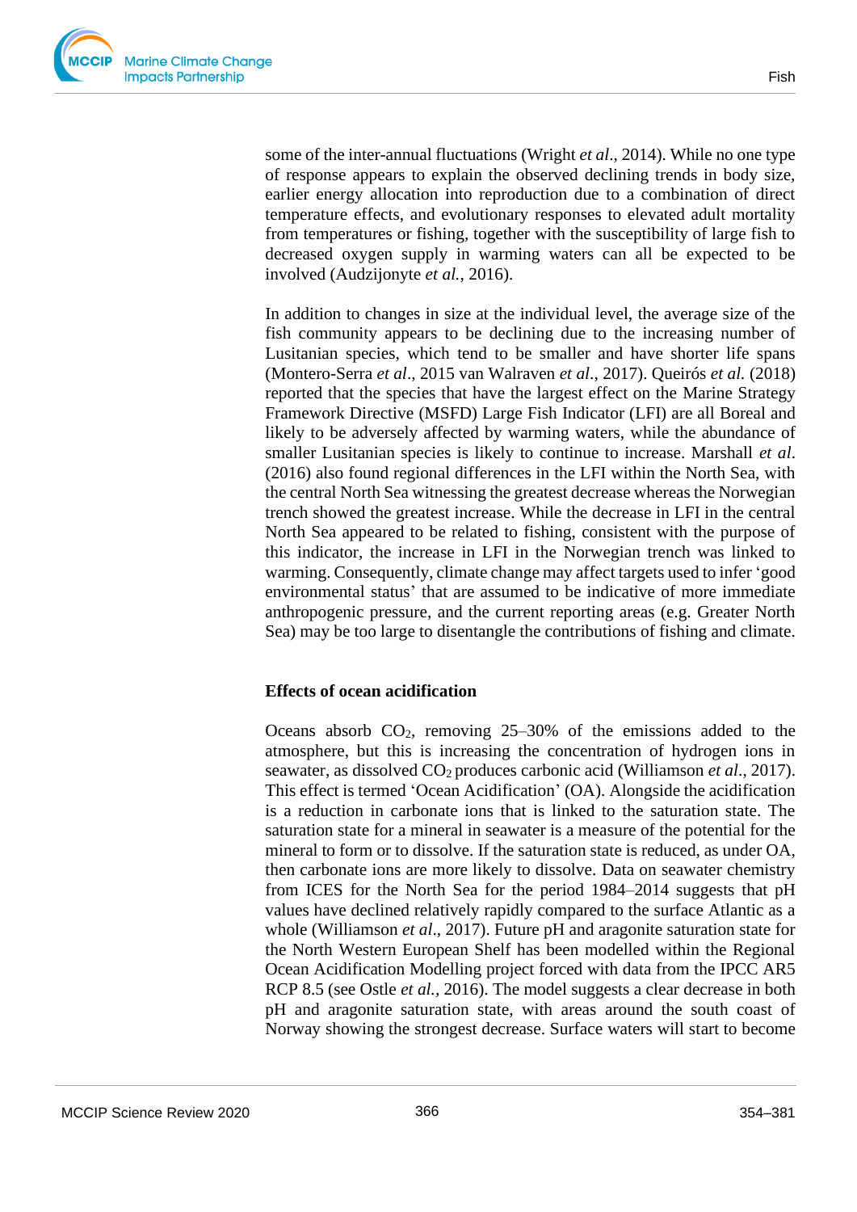some of the inter-annual fluctuations (Wright *et al*., 2014). While no one type of response appears to explain the observed declining trends in body size, earlier energy allocation into reproduction due to a combination of direct temperature effects, and evolutionary responses to elevated adult mortality from temperatures or fishing, together with the susceptibility of large fish to decreased oxygen supply in warming waters can all be expected to be involved (Audzijonyte *et al.*, 2016).

In addition to changes in size at the individual level, the average size of the fish community appears to be declining due to the increasing number of Lusitanian species, which tend to be smaller and have shorter life spans (Montero-Serra *et al*., 2015 van Walraven *et al.*, 2017). Queirós *et al.* (2018) reported that the species that have the largest effect on the Marine Strategy Framework Directive (MSFD) Large Fish Indicator (LFI) are all Boreal and likely to be adversely affected by warming waters, while the abundance of smaller Lusitanian species is likely to continue to increase. Marshall *et al*. (2016) also found regional differences in the LFI within the North Sea, with the central North Sea witnessing the greatest decrease whereas the Norwegian trench showed the greatest increase. While the decrease in LFI in the central North Sea appeared to be related to fishing, consistent with the purpose of this indicator, the increase in LFI in the Norwegian trench was linked to warming. Consequently, climate change may affect targets used to infer 'good environmental status' that are assumed to be indicative of more immediate anthropogenic pressure, and the current reporting areas (e.g. Greater North Sea) may be too large to disentangle the contributions of fishing and climate.

## Effects of ocean acidification

Oceans absorb $CO_2$, removing 25–30% of the emissions added to the atmosphere, but this is increasing the concentration of hydrogen ions in seawater, as dissolved $CO_2$ produces carbonic acid (Williamson *et al*., 2017). This effect is termed 'Ocean Acidification' (OA). Alongside the acidification is a reduction in carbonate ions that is linked to the saturation state. The saturation state for a mineral in seawater is a measure of the potential for the mineral to form or to dissolve. If the saturation state is reduced, as under OA, then carbonate ions are more likely to dissolve. Data on seawater chemistry from ICES for the North Sea for the period 1984–2014 suggests that pH values have declined relatively rapidly compared to the surface Atlantic as a whole (Williamson *et al*., 2017). Future pH and aragonite saturation state for the North Western European Shelf has been modelled within the Regional Ocean Acidification Modelling project forced with data from the IPCC AR5 RCP 8.5 (see Ostle *et al.*, 2016). The model suggests a clear decrease in both pH and aragonite saturation state, with areas around the south coast of Norway showing the strongest decrease. Surface waters will start to become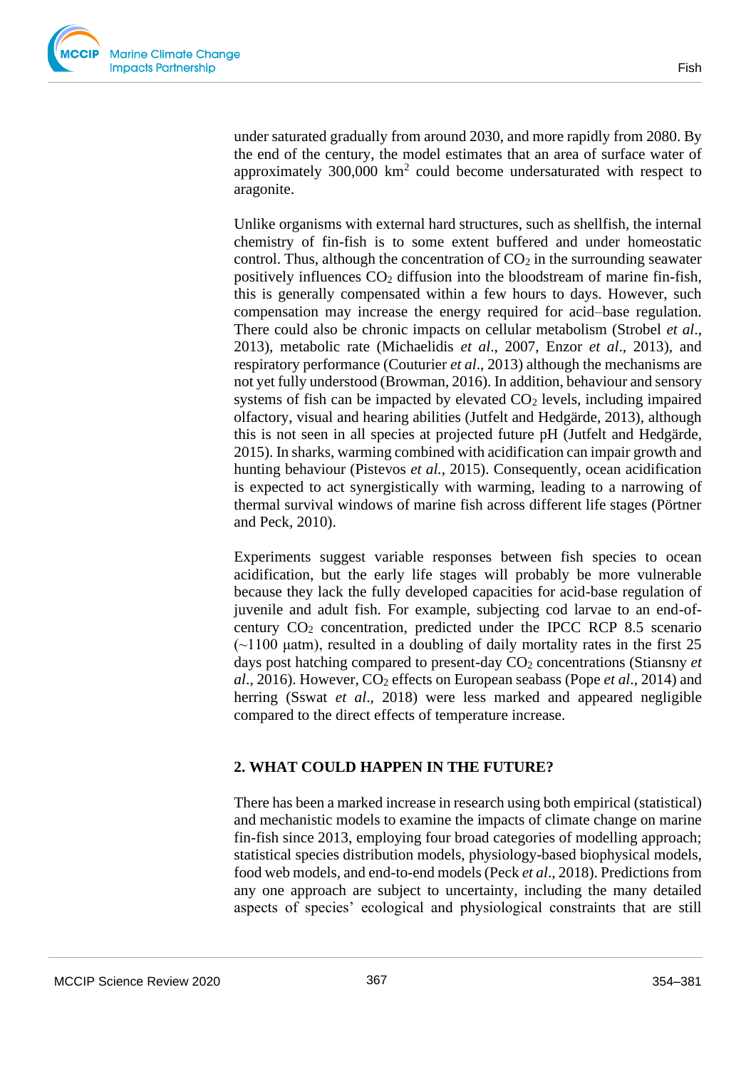under saturated gradually from around 2030, and more rapidly from 2080. By the end of the century, the model estimates that an area of surface water of approximately 300,000 $km^2$ could become undersaturated with respect to aragonite.

Unlike organisms with external hard structures, such as shellfish, the internal chemistry of fin-fish is to some extent buffered and under homeostatic control. Thus, although the concentration of $CO_2$ in the surrounding seawater positively influences $CO_2$ diffusion into the bloodstream of marine fin-fish, this is generally compensated within a few hours to days. However, such compensation may increase the energy required for acid–base regulation. There could also be chronic impacts on cellular metabolism (Strobel *et al*., 2013), metabolic rate (Michaelidis *et al*., 2007, Enzor *et al*., 2013), and respiratory performance (Couturier *et al*., 2013) although the mechanisms are not yet fully understood (Browman, 2016). In addition, behaviour and sensory systems of fish can be impacted by elevated $CO_2$ levels, including impaired olfactory, visual and hearing abilities (Jutfelt and Hedgärde, 2013), although this is not seen in all species at projected future pH (Jutfelt and Hedgärde, 2015). In sharks, warming combined with acidification can impair growth and hunting behaviour (Pistevos *et al.*, 2015). Consequently, ocean acidification is expected to act synergistically with warming, leading to a narrowing of thermal survival windows of marine fish across different life stages (Pörtner and Peck, 2010).

Experiments suggest variable responses between fish species to ocean acidification, but the early life stages will probably be more vulnerable because they lack the fully developed capacities for acid-base regulation of juvenile and adult fish. For example, subjecting cod larvae to an end-of-century $CO_2$ concentration, predicted under the IPCC RCP 8.5 scenario (~1100 µatm), resulted in a doubling of daily mortality rates in the first 25 days post hatching compared to present-day $CO_2$ concentrations (Stiansny *et al*., 2016). However, $CO_2$ effects on European seabass (Pope *et al.*, 2014) and herring (Sswat *et al*., 2018) were less marked and appeared negligible compared to the direct effects of temperature increase.

## 2. WHAT COULD HAPPEN IN THE FUTURE?

There has been a marked increase in research using both empirical (statistical) and mechanistic models to examine the impacts of climate change on marine fin-fish since 2013, employing four broad categories of modelling approach; statistical species distribution models, physiology-based biophysical models, food web models, and end-to-end models (Peck *et al*., 2018). Predictions from any one approach are subject to uncertainty, including the many detailed aspects of species' ecological and physiological constraints that are still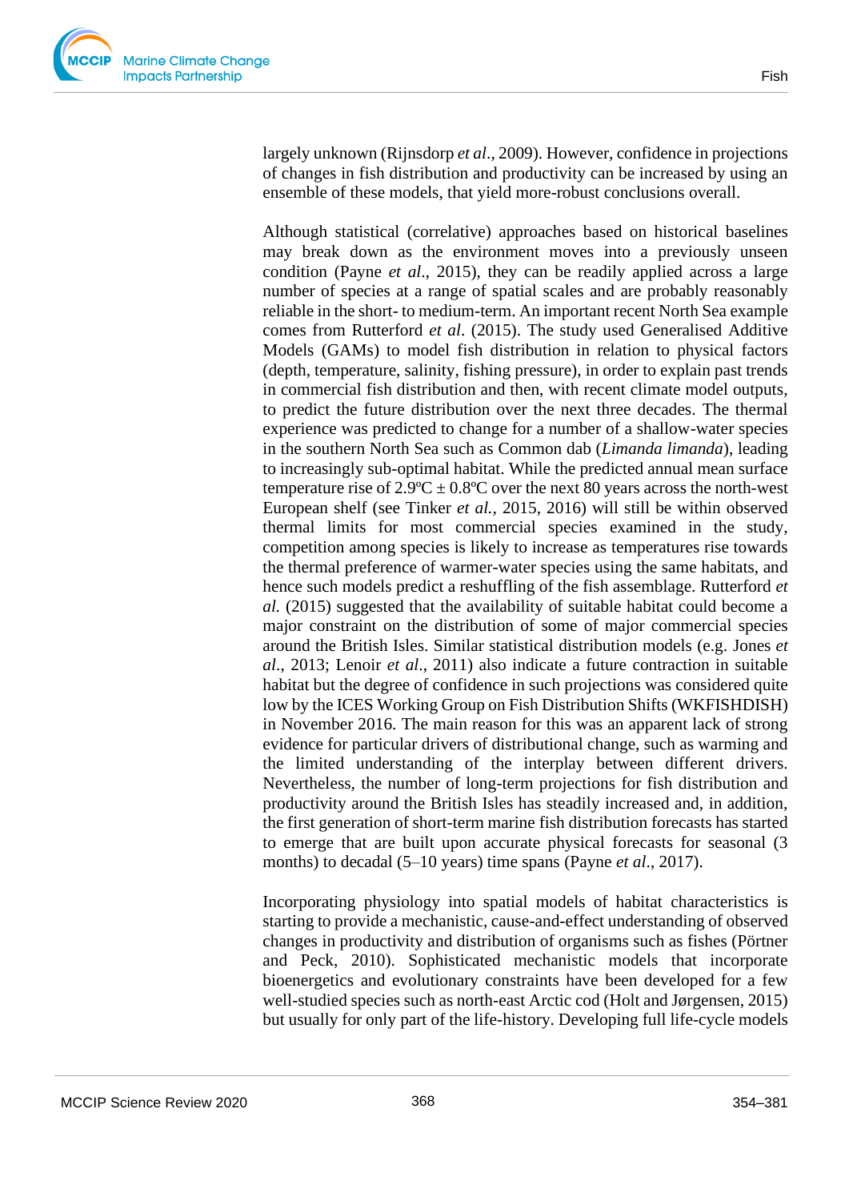largely unknown (Rijnsdorp *et al*., 2009). However, confidence in projections of changes in fish distribution and productivity can be increased by using an ensemble of these models, that yield more-robust conclusions overall.

Although statistical (correlative) approaches based on historical baselines may break down as the environment moves into a previously unseen condition (Payne *et al*., 2015), they can be readily applied across a large number of species at a range of spatial scales and are probably reasonably reliable in the short- to medium-term. An important recent North Sea example comes from Rutterford *et al*. (2015). The study used Generalised Additive Models (GAMs) to model fish distribution in relation to physical factors (depth, temperature, salinity, fishing pressure), in order to explain past trends in commercial fish distribution and then, with recent climate model outputs, to predict the future distribution over the next three decades. The thermal experience was predicted to change for a number of a shallow-water species in the southern North Sea such as Common dab (*Limanda limanda*), leading to increasingly sub-optimal habitat. While the predicted annual mean surface temperature rise of 2.9ºC ± 0.8ºC over the next 80 years across the north-west European shelf (see Tinker *et al.*, 2015, 2016) will still be within observed thermal limits for most commercial species examined in the study, competition among species is likely to increase as temperatures rise towards the thermal preference of warmer-water species using the same habitats, and hence such models predict a reshuffling of the fish assemblage. Rutterford *et al.* (2015) suggested that the availability of suitable habitat could become a major constraint on the distribution of some of major commercial species around the British Isles. Similar statistical distribution models (e.g. Jones *et al*., 2013; Lenoir *et al*., 2011) also indicate a future contraction in suitable habitat but the degree of confidence in such projections was considered quite low by the ICES Working Group on Fish Distribution Shifts (WKFISHDISH) in November 2016. The main reason for this was an apparent lack of strong evidence for particular drivers of distributional change, such as warming and the limited understanding of the interplay between different drivers. Nevertheless, the number of long-term projections for fish distribution and productivity around the British Isles has steadily increased and, in addition, the first generation of short-term marine fish distribution forecasts has started to emerge that are built upon accurate physical forecasts for seasonal (3 months) to decadal (5–10 years) time spans (Payne *et al*., 2017).

Incorporating physiology into spatial models of habitat characteristics is starting to provide a mechanistic, cause-and-effect understanding of observed changes in productivity and distribution of organisms such as fishes (Pörtner and Peck, 2010). Sophisticated mechanistic models that incorporate bioenergetics and evolutionary constraints have been developed for a few well-studied species such as north-east Arctic cod (Holt and Jørgensen, 2015) but usually for only part of the life-history. Developing full life-cycle models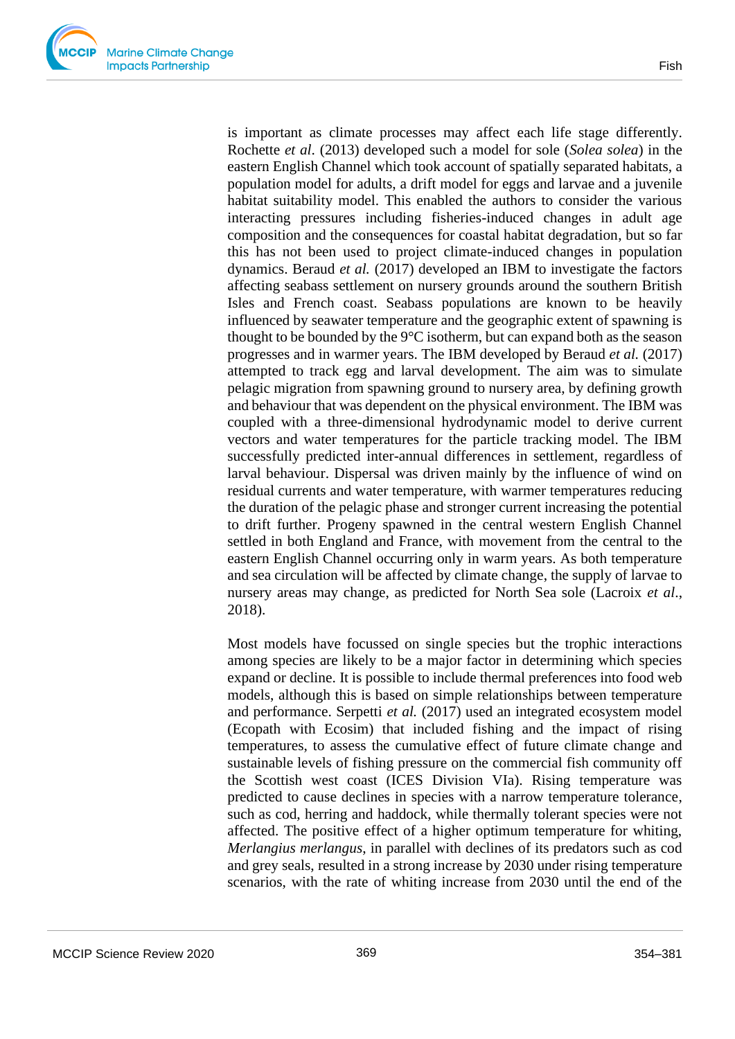is important as climate processes may affect each life stage differently. Rochette *et al*. (2013) developed such a model for sole (*Solea solea*) in the eastern English Channel which took account of spatially separated habitats, a population model for adults, a drift model for eggs and larvae and a juvenile habitat suitability model. This enabled the authors to consider the various interacting pressures including fisheries-induced changes in adult age composition and the consequences for coastal habitat degradation, but so far this has not been used to project climate-induced changes in population dynamics. Beraud *et al.* (2017) developed an IBM to investigate the factors affecting seabass settlement on nursery grounds around the southern British Isles and French coast. Seabass populations are known to be heavily influenced by seawater temperature and the geographic extent of spawning is thought to be bounded by the 9°C isotherm, but can expand both as the season progresses and in warmer years. The IBM developed by Beraud *et al.* (2017) attempted to track egg and larval development. The aim was to simulate pelagic migration from spawning ground to nursery area, by defining growth and behaviour that was dependent on the physical environment. The IBM was coupled with a three-dimensional hydrodynamic model to derive current vectors and water temperatures for the particle tracking model. The IBM successfully predicted inter-annual differences in settlement, regardless of larval behaviour. Dispersal was driven mainly by the influence of wind on residual currents and water temperature, with warmer temperatures reducing the duration of the pelagic phase and stronger current increasing the potential to drift further. Progeny spawned in the central western English Channel settled in both England and France, with movement from the central to the eastern English Channel occurring only in warm years. As both temperature and sea circulation will be affected by climate change, the supply of larvae to nursery areas may change, as predicted for North Sea sole (Lacroix *et al*., 2018).

Most models have focussed on single species but the trophic interactions among species are likely to be a major factor in determining which species expand or decline. It is possible to include thermal preferences into food web models, although this is based on simple relationships between temperature and performance. Serpetti *et al.* (2017) used an integrated ecosystem model (Ecopath with Ecosim) that included fishing and the impact of rising temperatures, to assess the cumulative effect of future climate change and sustainable levels of fishing pressure on the commercial fish community off the Scottish west coast (ICES Division VIa). Rising temperature was predicted to cause declines in species with a narrow temperature tolerance, such as cod, herring and haddock, while thermally tolerant species were not affected. The positive effect of a higher optimum temperature for whiting, *Merlangius merlangus*, in parallel with declines of its predators such as cod and grey seals, resulted in a strong increase by 2030 under rising temperature scenarios, with the rate of whiting increase from 2030 until the end of the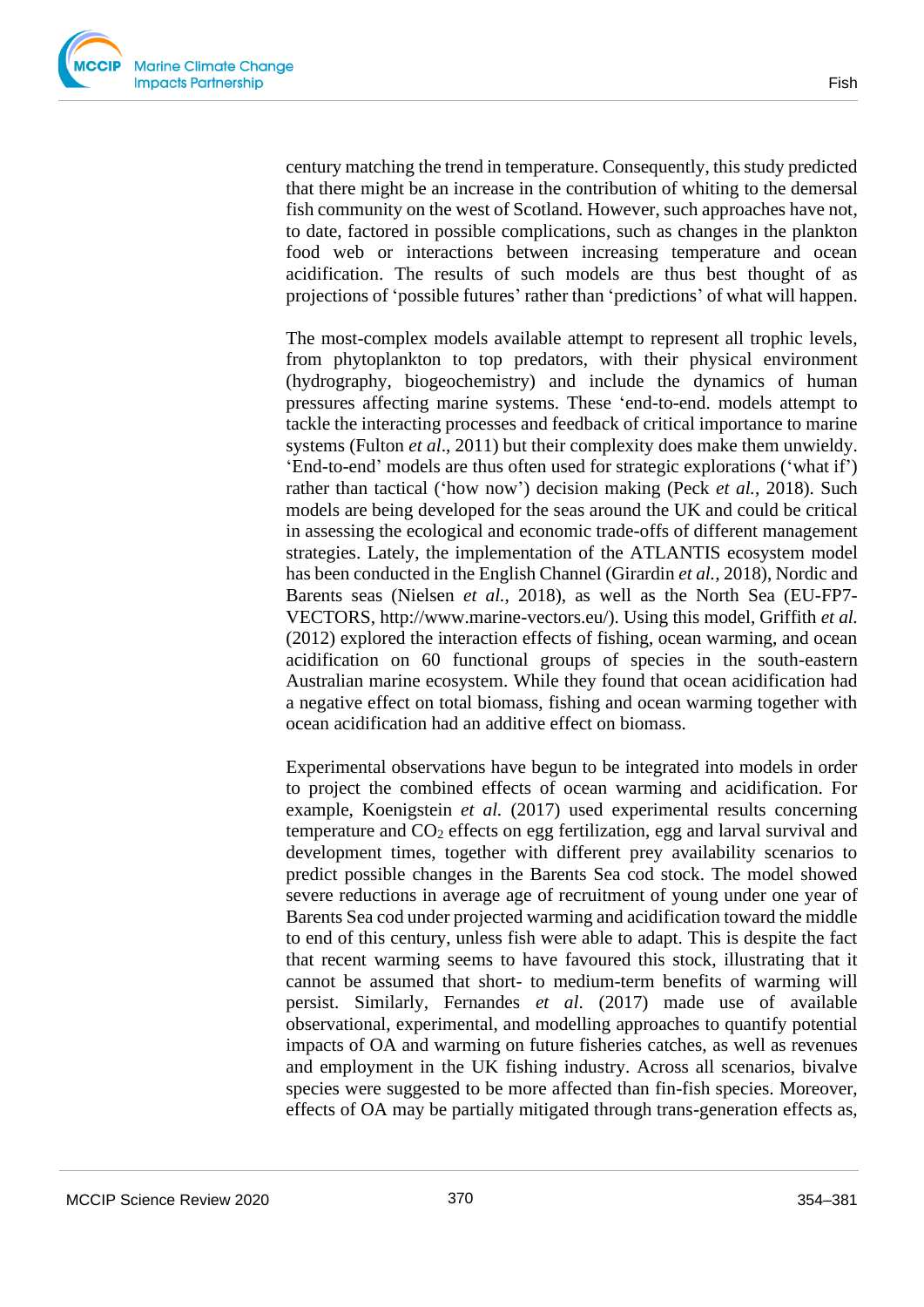century matching the trend in temperature. Consequently, this study predicted that there might be an increase in the contribution of whiting to the demersal fish community on the west of Scotland. However, such approaches have not, to date, factored in possible complications, such as changes in the plankton food web or interactions between increasing temperature and ocean acidification. The results of such models are thus best thought of as projections of 'possible futures' rather than 'predictions' of what will happen.

The most-complex models available attempt to represent all trophic levels, from phytoplankton to top predators, with their physical environment (hydrography, biogeochemistry) and include the dynamics of human pressures affecting marine systems. These 'end-to-end. models attempt to tackle the interacting processes and feedback of critical importance to marine systems (Fulton *et al*., 2011) but their complexity does make them unwieldy. 'End-to-end' models are thus often used for strategic explorations ('what if') rather than tactical ('how now') decision making (Peck *et al.*, 2018). Such models are being developed for the seas around the UK and could be critical in assessing the ecological and economic trade-offs of different management strategies. Lately, the implementation of the ATLANTIS ecosystem model has been conducted in the English Channel (Girardin *et al.*, 2018), Nordic and Barents seas (Nielsen *et al.*, 2018), as well as the North Sea (EU-FP7-VECTORS, http://www.marine-vectors.eu/). Using this model, Griffith *et al.* (2012) explored the interaction effects of fishing, ocean warming, and ocean acidification on 60 functional groups of species in the south-eastern Australian marine ecosystem. While they found that ocean acidification had a negative effect on total biomass, fishing and ocean warming together with ocean acidification had an additive effect on biomass.

Experimental observations have begun to be integrated into models in order to project the combined effects of ocean warming and acidification. For example, Koenigstein *et al.* (2017) used experimental results concerning temperature and $CO_2$ effects on egg fertilization, egg and larval survival and development times, together with different prey availability scenarios to predict possible changes in the Barents Sea cod stock. The model showed severe reductions in average age of recruitment of young under one year of Barents Sea cod under projected warming and acidification toward the middle to end of this century, unless fish were able to adapt. This is despite the fact that recent warming seems to have favoured this stock, illustrating that it cannot be assumed that short- to medium-term benefits of warming will persist. Similarly, Fernandes *et al.* (2017) made use of available observational, experimental, and modelling approaches to quantify potential impacts of OA and warming on future fisheries catches, as well as revenues and employment in the UK fishing industry. Across all scenarios, bivalve species were suggested to be more affected than fin-fish species. Moreover, effects of OA may be partially mitigated through trans-generation effects as,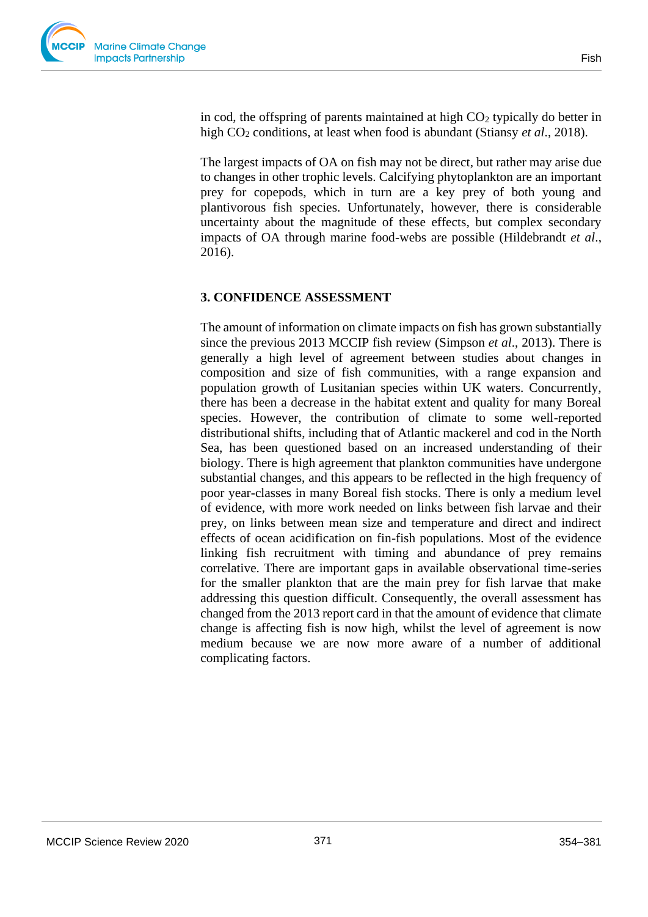in cod, the offspring of parents maintained at high $CO_2$ typically do better in high $CO_2$ conditions, at least when food is abundant (Stiansy *et al*., 2018).

The largest impacts of OA on fish may not be direct, but rather may arise due to changes in other trophic levels. Calcifying phytoplankton are an important prey for copepods, which in turn are a key prey of both young and plantivorous fish species. Unfortunately, however, there is considerable uncertainty about the magnitude of these effects, but complex secondary impacts of OA through marine food-webs are possible (Hildebrandt *et al*., 2016).

## 3. CONFIDENCE ASSESSMENT

The amount of information on climate impacts on fish has grown substantially since the previous 2013 MCCIP fish review (Simpson *et al*., 2013). There is generally a high level of agreement between studies about changes in composition and size of fish communities, with a range expansion and population growth of Lusitanian species within UK waters. Concurrently, there has been a decrease in the habitat extent and quality for many Boreal species. However, the contribution of climate to some well-reported distributional shifts, including that of Atlantic mackerel and cod in the North Sea, has been questioned based on an increased understanding of their biology. There is high agreement that plankton communities have undergone substantial changes, and this appears to be reflected in the high frequency of poor year-classes in many Boreal fish stocks. There is only a medium level of evidence, with more work needed on links between fish larvae and their prey, on links between mean size and temperature and direct and indirect effects of ocean acidification on fin-fish populations. Most of the evidence linking fish recruitment with timing and abundance of prey remains correlative. There are important gaps in available observational time-series for the smaller plankton that are the main prey for fish larvae that make addressing this question difficult. Consequently, the overall assessment has changed from the 2013 report card in that the amount of evidence that climate change is affecting fish is now high, whilst the level of agreement is now medium because we are now more aware of a number of additional complicating factors.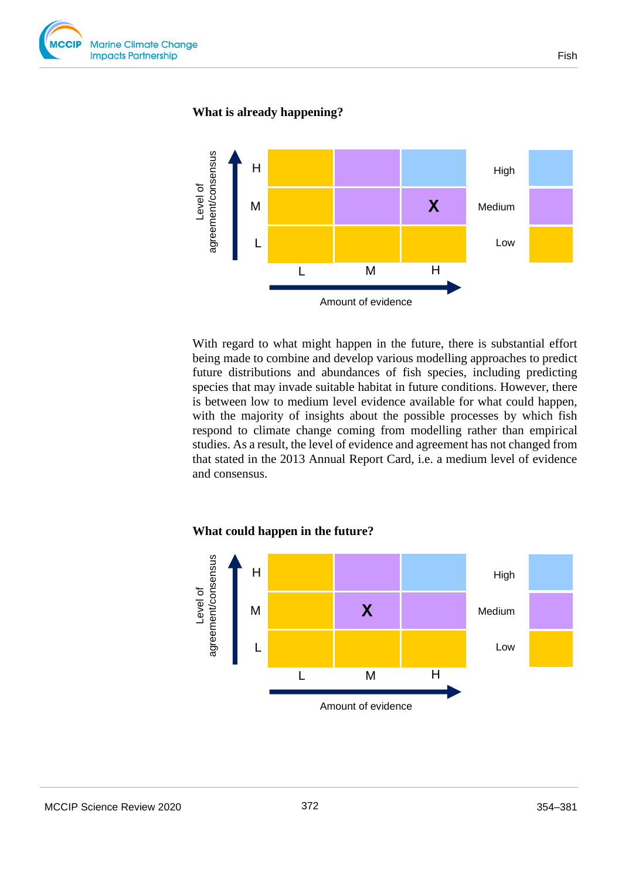**What is already happening?**

| Level of agreement/consensus | L | M | H |
|---|---|---|---|
| H | | | |
| M | | | X |
| L | | | |

Amount of evidence

Legend: High, Medium, Low

With regard to what might happen in the future, there is substantial effort being made to combine and develop various modelling approaches to predict future distributions and abundances of fish species, including predicting species that may invade suitable habitat in future conditions. However, there is between low to medium level evidence available for what could happen, with the majority of insights about the possible processes by which fish respond to climate change coming from modelling rather than empirical studies. As a result, the level of evidence and agreement has not changed from that stated in the 2013 Annual Report Card, i.e. a medium level of evidence and consensus.

**What could happen in the future?**

| Level of agreement/consensus | L | M | H |
|---|---|---|---|
| H | | | |
| M | | X | |
| L | | | |

Amount of evidence

Legend: High, Medium, Low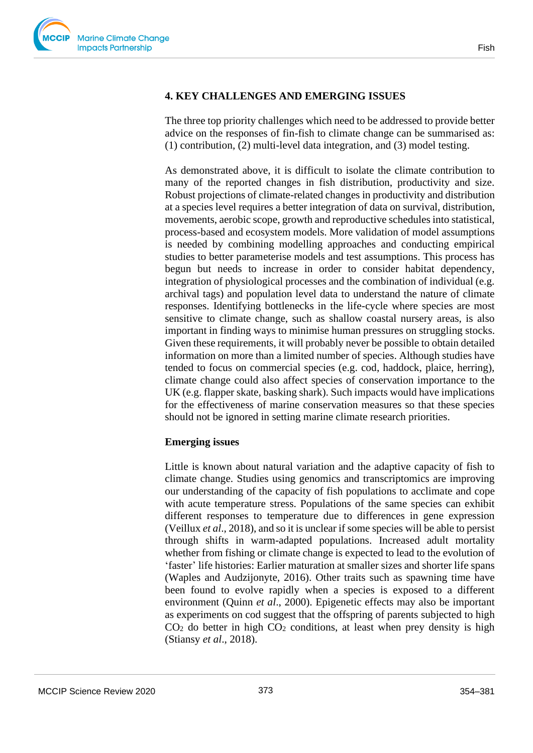## 4. KEY CHALLENGES AND EMERGING ISSUES

The three top priority challenges which need to be addressed to provide better advice on the responses of fin-fish to climate change can be summarised as: (1) contribution, (2) multi-level data integration, and (3) model testing.

As demonstrated above, it is difficult to isolate the climate contribution to many of the reported changes in fish distribution, productivity and size. Robust projections of climate-related changes in productivity and distribution at a species level requires a better integration of data on survival, distribution, movements, aerobic scope, growth and reproductive schedules into statistical, process-based and ecosystem models. More validation of model assumptions is needed by combining modelling approaches and conducting empirical studies to better parameterise models and test assumptions. This process has begun but needs to increase in order to consider habitat dependency, integration of physiological processes and the combination of individual (e.g. archival tags) and population level data to understand the nature of climate responses. Identifying bottlenecks in the life-cycle where species are most sensitive to climate change, such as shallow coastal nursery areas, is also important in finding ways to minimise human pressures on struggling stocks. Given these requirements, it will probably never be possible to obtain detailed information on more than a limited number of species. Although studies have tended to focus on commercial species (e.g. cod, haddock, plaice, herring), climate change could also affect species of conservation importance to the UK (e.g. flapper skate, basking shark). Such impacts would have implications for the effectiveness of marine conservation measures so that these species should not be ignored in setting marine climate research priorities.

### Emerging issues

Little is known about natural variation and the adaptive capacity of fish to climate change. Studies using genomics and transcriptomics are improving our understanding of the capacity of fish populations to acclimate and cope with acute temperature stress. Populations of the same species can exhibit different responses to temperature due to differences in gene expression (Veillux *et al*., 2018), and so it is unclear if some species will be able to persist through shifts in warm-adapted populations. Increased adult mortality whether from fishing or climate change is expected to lead to the evolution of ‘faster’ life histories: Earlier maturation at smaller sizes and shorter life spans (Waples and Audzijonyte, 2016). Other traits such as spawning time have been found to evolve rapidly when a species is exposed to a different environment (Quinn *et al*., 2000). Epigenetic effects may also be important as experiments on cod suggest that the offspring of parents subjected to high $CO_2$ do better in high $CO_2$ conditions, at least when prey density is high (Stiansy *et al*., 2018).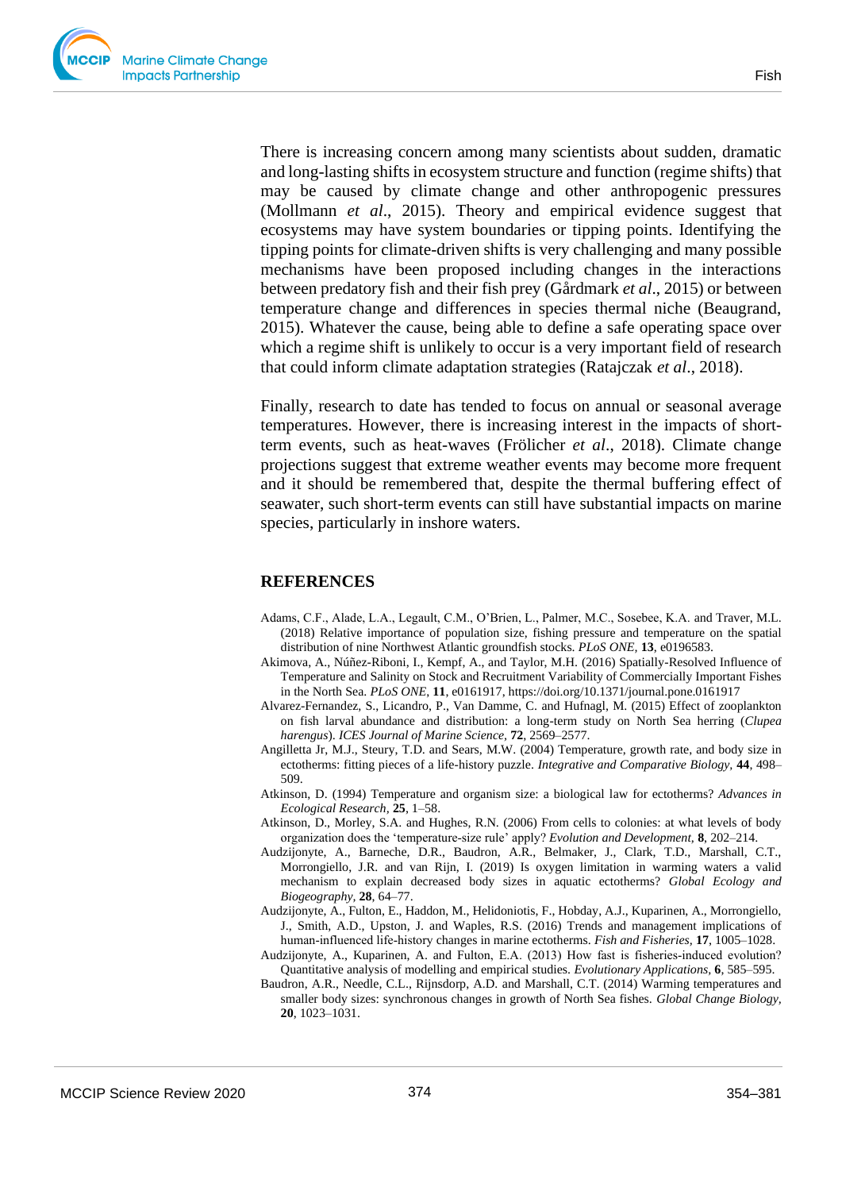There is increasing concern among many scientists about sudden, dramatic and long-lasting shifts in ecosystem structure and function (regime shifts) that may be caused by climate change and other anthropogenic pressures (Mollmann *et al*., 2015). Theory and empirical evidence suggest that ecosystems may have system boundaries or tipping points. Identifying the tipping points for climate-driven shifts is very challenging and many possible mechanisms have been proposed including changes in the interactions between predatory fish and their fish prey (Gårdmark *et al*., 2015) or between temperature change and differences in species thermal niche (Beaugrand, 2015). Whatever the cause, being able to define a safe operating space over which a regime shift is unlikely to occur is a very important field of research that could inform climate adaptation strategies (Ratajczak *et al*., 2018).

Finally, research to date has tended to focus on annual or seasonal average temperatures. However, there is increasing interest in the impacts of short-term events, such as heat-waves (Frölicher *et al*., 2018). Climate change projections suggest that extreme weather events may become more frequent and it should be remembered that, despite the thermal buffering effect of seawater, such short-term events can still have substantial impacts on marine species, particularly in inshore waters.

## REFERENCES

Adams, C.F., Alade, L.A., Legault, C.M., O'Brien, L., Palmer, M.C., Sosebee, K.A. and Traver, M.L. (2018) Relative importance of population size, fishing pressure and temperature on the spatial distribution of nine Northwest Atlantic groundfish stocks. *PLoS ONE*, **13**, e0196583.

Akimova, A., Núñez-Riboni, I., Kempf, A., and Taylor, M.H. (2016) Spatially-Resolved Influence of Temperature and Salinity on Stock and Recruitment Variability of Commercially Important Fishes in the North Sea. *PLoS ONE*, **11**, e0161917, https://doi.org/10.1371/journal.pone.0161917

Alvarez-Fernandez, S., Licandro, P., Van Damme, C. and Hufnagl, M. (2015) Effect of zooplankton on fish larval abundance and distribution: a long-term study on North Sea herring (*Clupea harengus*). *ICES Journal of Marine Science*, **72**, 2569–2577.

Angilletta Jr, M.J., Steury, T.D. and Sears, M.W. (2004) Temperature, growth rate, and body size in ectotherms: fitting pieces of a life-history puzzle. *Integrative and Comparative Biology*, **44**, 498–509.

Atkinson, D. (1994) Temperature and organism size: a biological law for ectotherms? *Advances in Ecological Research*, **25**, 1–58.

Atkinson, D., Morley, S.A. and Hughes, R.N. (2006) From cells to colonies: at what levels of body organization does the 'temperature-size rule' apply? *Evolution and Development*, **8**, 202–214.

Audzijonyte, A., Barneche, D.R., Baudron, A.R., Belmaker, J., Clark, T.D., Marshall, C.T., Morrongiello, J.R. and van Rijn, I. (2019) Is oxygen limitation in warming waters a valid mechanism to explain decreased body sizes in aquatic ectotherms? *Global Ecology and Biogeography*, **28**, 64–77.

Audzijonyte, A., Fulton, E., Haddon, M., Helidoniotis, F., Hobday, A.J., Kuparinen, A., Morrongiello, J., Smith, A.D., Upston, J. and Waples, R.S. (2016) Trends and management implications of human-influenced life-history changes in marine ectotherms. *Fish and Fisheries*, **17**, 1005–1028.

Audzijonyte, A., Kuparinen, A. and Fulton, E.A. (2013) How fast is fisheries-induced evolution? Quantitative analysis of modelling and empirical studies. *Evolutionary Applications*, **6**, 585–595.

Baudron, A.R., Needle, C.L., Rijnsdorp, A.D. and Marshall, C.T. (2014) Warming temperatures and smaller body sizes: synchronous changes in growth of North Sea fishes. *Global Change Biology*, **20**, 1023–1031.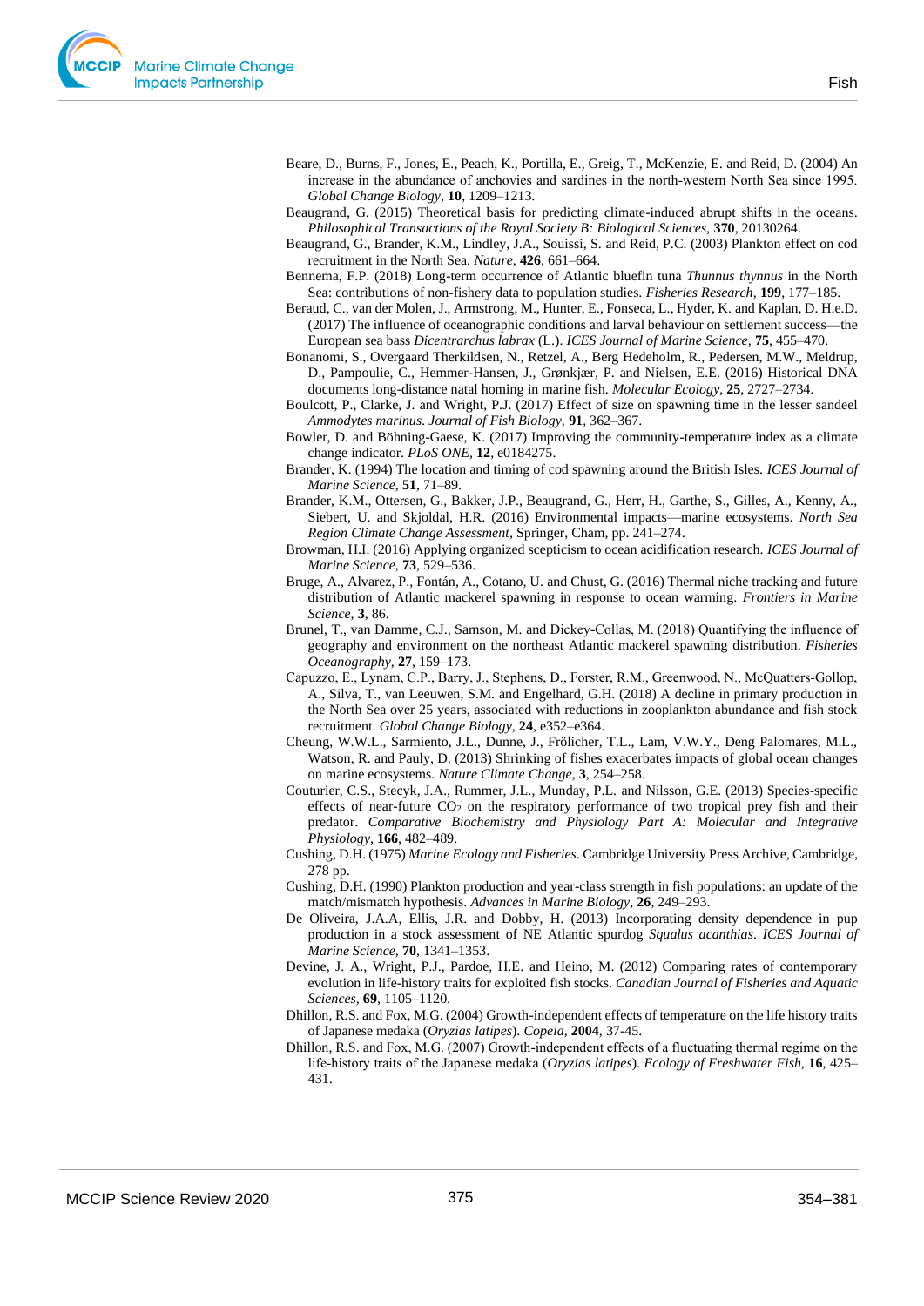Beare, D., Burns, F., Jones, E., Peach, K., Portilla, E., Greig, T., McKenzie, E. and Reid, D. (2004) An increase in the abundance of anchovies and sardines in the north-western North Sea since 1995. *Global Change Biology*, **10**, 1209–1213.

Beaugrand, G. (2015) Theoretical basis for predicting climate-induced abrupt shifts in the oceans. *Philosophical Transactions of the Royal Society B: Biological Sciences*, **370**, 20130264.

Beaugrand, G., Brander, K.M., Lindley, J.A., Souissi, S. and Reid, P.C. (2003) Plankton effect on cod recruitment in the North Sea. *Nature*, **426**, 661–664.

Bennema, F.P. (2018) Long-term occurrence of Atlantic bluefin tuna *Thunnus thynnus* in the North Sea: contributions of non-fishery data to population studies. *Fisheries Research,* **199**, 177–185.

Beraud, C., van der Molen, J., Armstrong, M., Hunter, E., Fonseca, L., Hyder, K. and Kaplan, D. H.e.D. (2017) The influence of oceanographic conditions and larval behaviour on settlement success—the European sea bass *Dicentrarchus labrax* (L.). *ICES Journal of Marine Science,* **75**, 455–470.

Bonanomi, S., Overgaard Therkildsen, N., Retzel, A., Berg Hedeholm, R., Pedersen, M.W., Meldrup, D., Pampoulie, C., Hemmer-Hansen, J., Grønkjær, P. and Nielsen, E.E. (2016) Historical DNA documents long-distance natal homing in marine fish. *Molecular Ecology,* **25**, 2727–2734.

Boulcott, P., Clarke, J. and Wright, P.J. (2017) Effect of size on spawning time in the lesser sandeel *Ammodytes marinus*. *Journal of Fish Biology,* **91**, 362–367.

Bowler, D. and Böhning-Gaese, K. (2017) Improving the community-temperature index as a climate change indicator. *PLoS ONE,* **12**, e0184275.

Brander, K. (1994) The location and timing of cod spawning around the British Isles. *ICES Journal of Marine Science,* **51**, 71–89.

Brander, K.M., Ottersen, G., Bakker, J.P., Beaugrand, G., Herr, H., Garthe, S., Gilles, A., Kenny, A., Siebert, U. and Skjoldal, H.R. (2016) Environmental impacts—marine ecosystems. *North Sea Region Climate Change Assessment*, Springer, Cham, pp. 241–274.

Browman, H.I. (2016) Applying organized scepticism to ocean acidification research. *ICES Journal of Marine Science,* **73**, 529–536.

Bruge, A., Alvarez, P., Fontán, A., Cotano, U. and Chust, G. (2016) Thermal niche tracking and future distribution of Atlantic mackerel spawning in response to ocean warming. *Frontiers in Marine Science,* **3**, 86.

Brunel, T., van Damme, C.J., Samson, M. and Dickey-Collas, M. (2018) Quantifying the influence of geography and environment on the northeast Atlantic mackerel spawning distribution. *Fisheries Oceanography,* **27**, 159–173.

Capuzzo, E., Lynam, C.P., Barry, J., Stephens, D., Forster, R.M., Greenwood, N., McQuatters-Gollop, A., Silva, T., van Leeuwen, S.M. and Engelhard, G.H. (2018) A decline in primary production in the North Sea over 25 years, associated with reductions in zooplankton abundance and fish stock recruitment. *Global Change Biology,* **24**, e352–e364.

Cheung, W.W.L., Sarmiento, J.L., Dunne, J., Frölicher, T.L., Lam, V.W.Y., Deng Palomares, M.L., Watson, R. and Pauly, D. (2013) Shrinking of fishes exacerbates impacts of global ocean changes on marine ecosystems. *Nature Climate Change,* **3**, 254–258.

Couturier, C.S., Stecyk, J.A., Rummer, J.L., Munday, P.L. and Nilsson, G.E. (2013) Species-specific effects of near-future $CO_2$ on the respiratory performance of two tropical prey fish and their predator. *Comparative Biochemistry and Physiology Part A: Molecular and Integrative Physiology,* **166**, 482–489.

Cushing, D.H. (1975) *Marine Ecology and Fisheries*. Cambridge University Press Archive, Cambridge, 278 pp.

Cushing, D.H. (1990) Plankton production and year-class strength in fish populations: an update of the match/mismatch hypothesis. *Advances in Marine Biology,* **26**, 249–293.

De Oliveira, J.A.A, Ellis, J.R. and Dobby, H. (2013) Incorporating density dependence in pup production in a stock assessment of NE Atlantic spurdog *Squalus acanthias*. *ICES Journal of Marine Science,* **70**, 1341–1353.

Devine, J. A., Wright, P.J., Pardoe, H.E. and Heino, M. (2012) Comparing rates of contemporary evolution in life-history traits for exploited fish stocks. *Canadian Journal of Fisheries and Aquatic Sciences,* **69**, 1105–1120.

Dhillon, R.S. and Fox, M.G. (2004) Growth-independent effects of temperature on the life history traits of Japanese medaka (*Oryzias latipes*). *Copeia,* **2004**, 37-45.

Dhillon, R.S. and Fox, M.G. (2007) Growth-independent effects of a fluctuating thermal regime on the life-history traits of the Japanese medaka (*Oryzias latipes*). *Ecology of Freshwater Fish,* **16**, 425–431.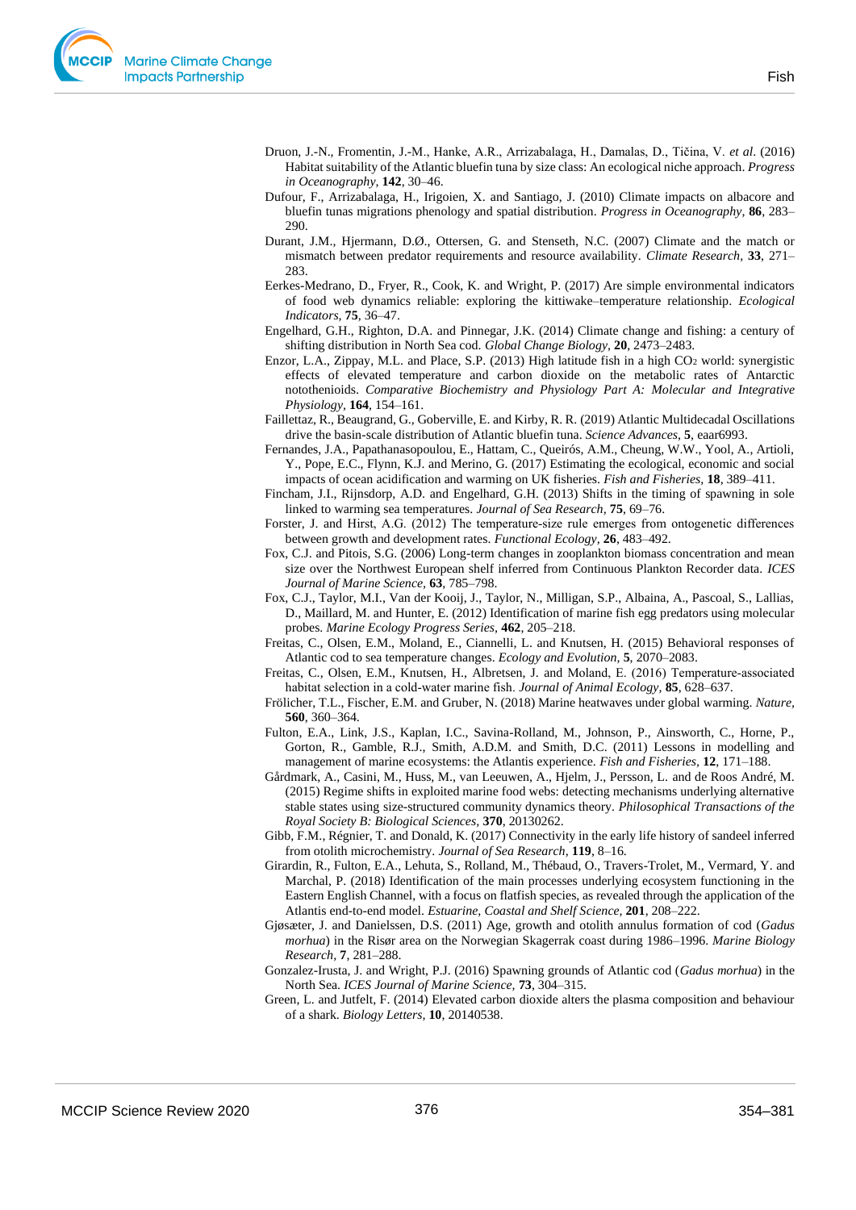Druon, J.-N., Fromentin, J.-M., Hanke, A.R., Arrizabalaga, H., Damalas, D., Tičina, V. *et al*. (2016) Habitat suitability of the Atlantic bluefin tuna by size class: An ecological niche approach. *Progress in Oceanography*, **142**, 30–46.

Dufour, F., Arrizabalaga, H., Irigoien, X. and Santiago, J. (2010) Climate impacts on albacore and bluefin tunas migrations phenology and spatial distribution. *Progress in Oceanography*, **86**, 283–290.

Durant, J.M., Hjermann, D.Ø., Ottersen, G. and Stenseth, N.C. (2007) Climate and the match or mismatch between predator requirements and resource availability. *Climate Research*, **33**, 271–283.

Eerkes-Medrano, D., Fryer, R., Cook, K. and Wright, P. (2017) Are simple environmental indicators of food web dynamics reliable: exploring the kittiwake–temperature relationship. *Ecological Indicators*, **75**, 36–47.

Engelhard, G.H., Righton, D.A. and Pinnegar, J.K. (2014) Climate change and fishing: a century of shifting distribution in North Sea cod. *Global Change Biology*, **20**, 2473–2483.

Enzor, L.A., Zippay, M.L. and Place, S.P. (2013) High latitude fish in a high $CO_2$ world: synergistic effects of elevated temperature and carbon dioxide on the metabolic rates of Antarctic notothenioids. *Comparative Biochemistry and Physiology Part A: Molecular and Integrative Physiology*, **164**, 154–161.

Faillettaz, R., Beaugrand, G., Goberville, E. and Kirby, R. R. (2019) Atlantic Multidecadal Oscillations drive the basin-scale distribution of Atlantic bluefin tuna. *Science Advances*, **5**, eaar6993.

Fernandes, J.A., Papathanasopoulou, E., Hattam, C., Queirós, A.M., Cheung, W.W., Yool, A., Artioli, Y., Pope, E.C., Flynn, K.J. and Merino, G. (2017) Estimating the ecological, economic and social impacts of ocean acidification and warming on UK fisheries. *Fish and Fisheries*, **18**, 389–411.

Fincham, J.I., Rijnsdorp, A.D. and Engelhard, G.H. (2013) Shifts in the timing of spawning in sole linked to warming sea temperatures. *Journal of Sea Research*, **75**, 69–76.

Forster, J. and Hirst, A.G. (2012) The temperature-size rule emerges from ontogenetic differences between growth and development rates. *Functional Ecology*, **26**, 483–492.

Fox, C.J. and Pitois, S.G. (2006) Long-term changes in zooplankton biomass concentration and mean size over the Northwest European shelf inferred from Continuous Plankton Recorder data. *ICES Journal of Marine Science*, **63**, 785–798.

Fox, C.J., Taylor, M.I., Van der Kooij, J., Taylor, N., Milligan, S.P., Albaina, A., Pascoal, S., Lallias, D., Maillard, M. and Hunter, E. (2012) Identification of marine fish egg predators using molecular probes. *Marine Ecology Progress Series*, **462**, 205–218.

Freitas, C., Olsen, E.M., Moland, E., Ciannelli, L. and Knutsen, H. (2015) Behavioral responses of Atlantic cod to sea temperature changes. *Ecology and Evolution*, **5**, 2070–2083.

Freitas, C., Olsen, E.M., Knutsen, H., Albretsen, J. and Moland, E. (2016) Temperature-associated habitat selection in a cold-water marine fish. *Journal of Animal Ecology*, **85**, 628–637.

Frölicher, T.L., Fischer, E.M. and Gruber, N. (2018) Marine heatwaves under global warming. *Nature*, **560**, 360–364.

Fulton, E.A., Link, J.S., Kaplan, I.C., Savina-Rolland, M., Johnson, P., Ainsworth, C., Horne, P., Gorton, R., Gamble, R.J., Smith, A.D.M. and Smith, D.C. (2011) Lessons in modelling and management of marine ecosystems: the Atlantis experience. *Fish and Fisheries*, **12**, 171–188.

Gårdmark, A., Casini, M., Huss, M., van Leeuwen, A., Hjelm, J., Persson, L. and de Roos André, M. (2015) Regime shifts in exploited marine food webs: detecting mechanisms underlying alternative stable states using size-structured community dynamics theory. *Philosophical Transactions of the Royal Society B: Biological Sciences*, **370**, 20130262.

Gibb, F.M., Régnier, T. and Donald, K. (2017) Connectivity in the early life history of sandeel inferred from otolith microchemistry. *Journal of Sea Research*, **119**, 8–16.

Girardin, R., Fulton, E.A., Lehuta, S., Rolland, M., Thébaud, O., Travers-Trolet, M., Vermard, Y. and Marchal, P. (2018) Identification of the main processes underlying ecosystem functioning in the Eastern English Channel, with a focus on flatfish species, as revealed through the application of the Atlantis end-to-end model. *Estuarine, Coastal and Shelf Science*, **201**, 208–222.

Gjøsæter, J. and Danielssen, D.S. (2011) Age, growth and otolith annulus formation of cod (*Gadus morhua*) in the Risør area on the Norwegian Skagerrak coast during 1986–1996. *Marine Biology Research*, **7**, 281–288.

Gonzalez-Irusta, J. and Wright, P.J. (2016) Spawning grounds of Atlantic cod (*Gadus morhua*) in the North Sea. *ICES Journal of Marine Science*, **73**, 304–315.

Green, L. and Jutfelt, F. (2014) Elevated carbon dioxide alters the plasma composition and behaviour of a shark. *Biology Letters*, **10**, 20140538.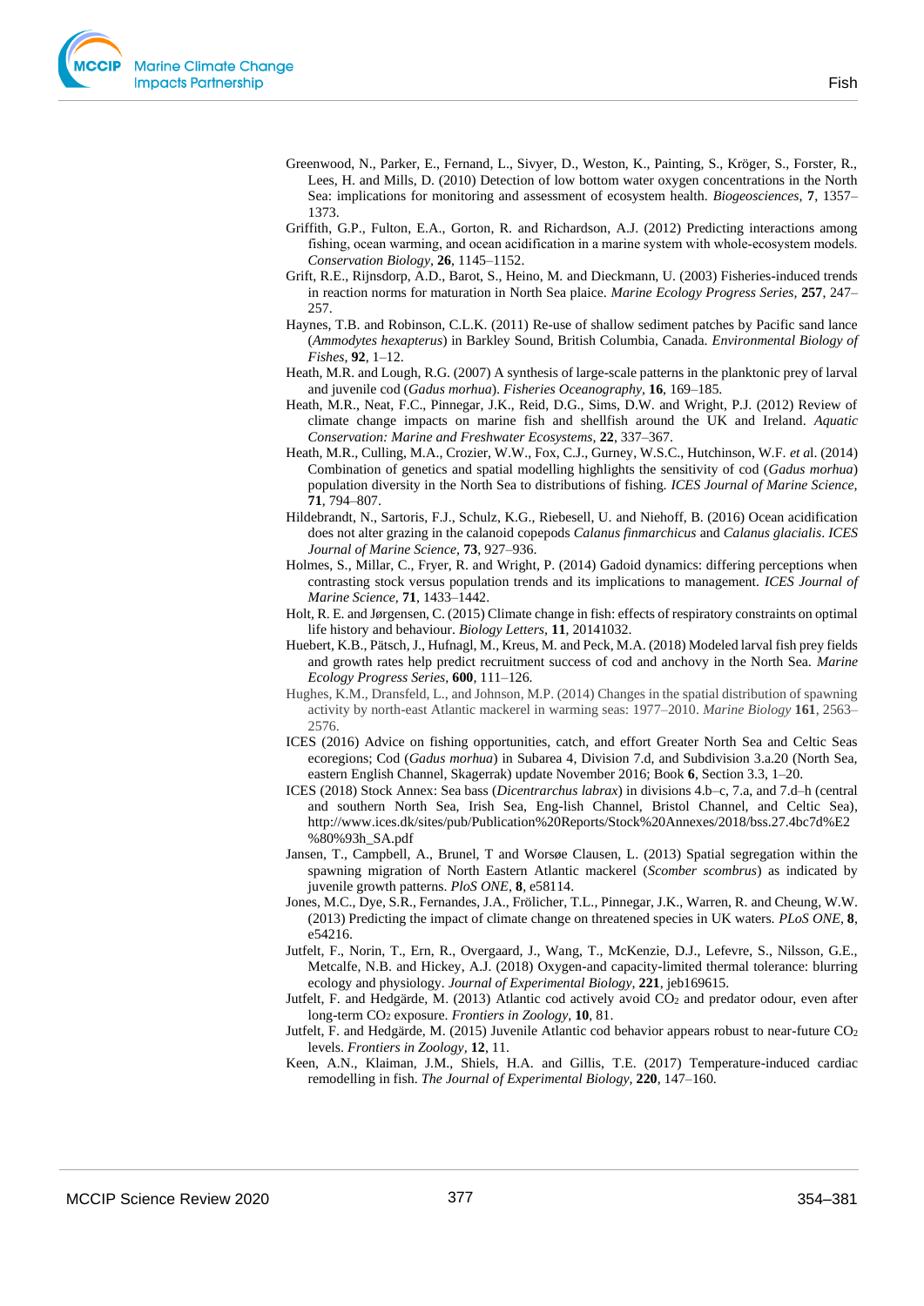Greenwood, N., Parker, E., Fernand, L., Sivyer, D., Weston, K., Painting, S., Kröger, S., Forster, R., Lees, H. and Mills, D. (2010) Detection of low bottom water oxygen concentrations in the North Sea: implications for monitoring and assessment of ecosystem health. *Biogeosciences,* **7**, 1357–1373.

Griffith, G.P., Fulton, E.A., Gorton, R. and Richardson, A.J. (2012) Predicting interactions among fishing, ocean warming, and ocean acidification in a marine system with whole-ecosystem models. *Conservation Biology,* **26**, 1145–1152.

Grift, R.E., Rijnsdorp, A.D., Barot, S., Heino, M. and Dieckmann, U. (2003) Fisheries-induced trends in reaction norms for maturation in North Sea plaice. *Marine Ecology Progress Series,* **257**, 247–257.

Haynes, T.B. and Robinson, C.L.K. (2011) Re-use of shallow sediment patches by Pacific sand lance (*Ammodytes hexapterus*) in Barkley Sound, British Columbia, Canada. *Environmental Biology of Fishes,* **92**, 1–12.

Heath, M.R. and Lough, R.G. (2007) A synthesis of large-scale patterns in the planktonic prey of larval and juvenile cod (*Gadus morhua*). *Fisheries Oceanography,* **16**, 169–185.

Heath, M.R., Neat, F.C., Pinnegar, J.K., Reid, D.G., Sims, D.W. and Wright, P.J. (2012) Review of climate change impacts on marine fish and shellfish around the UK and Ireland. *Aquatic Conservation: Marine and Freshwater Ecosystems,* **22**, 337–367.

Heath, M.R., Culling, M.A., Crozier, W.W., Fox, C.J., Gurney, W.S.C., Hutchinson, W.F. *et a*l. (2014) Combination of genetics and spatial modelling highlights the sensitivity of cod (*Gadus morhua*) population diversity in the North Sea to distributions of fishing. *ICES Journal of Marine Science,* **71**, 794–807.

Hildebrandt, N., Sartoris, F.J., Schulz, K.G., Riebesell, U. and Niehoff, B. (2016) Ocean acidification does not alter grazing in the calanoid copepods *Calanus finmarchicus* and *Calanus glacialis*. *ICES Journal of Marine Science,* **73**, 927–936.

Holmes, S., Millar, C., Fryer, R. and Wright, P. (2014) Gadoid dynamics: differing perceptions when contrasting stock versus population trends and its implications to management. *ICES Journal of Marine Science,* **71**, 1433–1442.

Holt, R. E. and Jørgensen, C. (2015) Climate change in fish: effects of respiratory constraints on optimal life history and behaviour. *Biology Letters,* **11**, 20141032.

Huebert, K.B., Pätsch, J., Hufnagl, M., Kreus, M. and Peck, M.A. (2018) Modeled larval fish prey fields and growth rates help predict recruitment success of cod and anchovy in the North Sea. *Marine Ecology Progress Series,* **600**, 111–126.

Hughes, K.M., Dransfeld, L., and Johnson, M.P. (2014) Changes in the spatial distribution of spawning activity by north-east Atlantic mackerel in warming seas: 1977–2010. *Marine Biology* **161**, 2563–2576.

ICES (2016) Advice on fishing opportunities, catch, and effort Greater North Sea and Celtic Seas ecoregions; Cod (*Gadus morhua*) in Subarea 4, Division 7.d, and Subdivision 3.a.20 (North Sea, eastern English Channel, Skagerrak) update November 2016; Book **6**, Section 3.3, 1–20.

ICES (2018) Stock Annex: Sea bass (*Dicentrarchus labrax*) in divisions 4.b–c, 7.a, and 7.d–h (central and southern North Sea, Irish Sea, Eng-lish Channel, Bristol Channel, and Celtic Sea), http://www.ices.dk/sites/pub/Publication%20Reports/Stock%20Annexes/2018/bss.27.4bc7d%E2%80%93h_SA.pdf

Jansen, T., Campbell, A., Brunel, T and Worsøe Clausen, L. (2013) Spatial segregation within the spawning migration of North Eastern Atlantic mackerel (*Scomber scombrus*) as indicated by juvenile growth patterns. *PloS ONE,* **8**, e58114.

Jones, M.C., Dye, S.R., Fernandes, J.A., Frölicher, T.L., Pinnegar, J.K., Warren, R. and Cheung, W.W. (2013) Predicting the impact of climate change on threatened species in UK waters. *PLoS ONE,* **8**, e54216.

Jutfelt, F., Norin, T., Ern, R., Overgaard, J., Wang, T., McKenzie, D.J., Lefevre, S., Nilsson, G.E., Metcalfe, N.B. and Hickey, A.J. (2018) Oxygen-and capacity-limited thermal tolerance: blurring ecology and physiology. *Journal of Experimental Biology,* **221**, jeb169615.

Jutfelt, F. and Hedgärde, M. (2013) Atlantic cod actively avoid $CO_2$ and predator odour, even after long-term $CO_2$ exposure. *Frontiers in Zoology,* **10**, 81.

Jutfelt, F. and Hedgärde, M. (2015) Juvenile Atlantic cod behavior appears robust to near-future $CO_2$ levels. *Frontiers in Zoology,* **12**, 11.

Keen, A.N., Klaiman, J.M., Shiels, H.A. and Gillis, T.E. (2017) Temperature-induced cardiac remodelling in fish. *The Journal of Experimental Biology,* **220**, 147–160.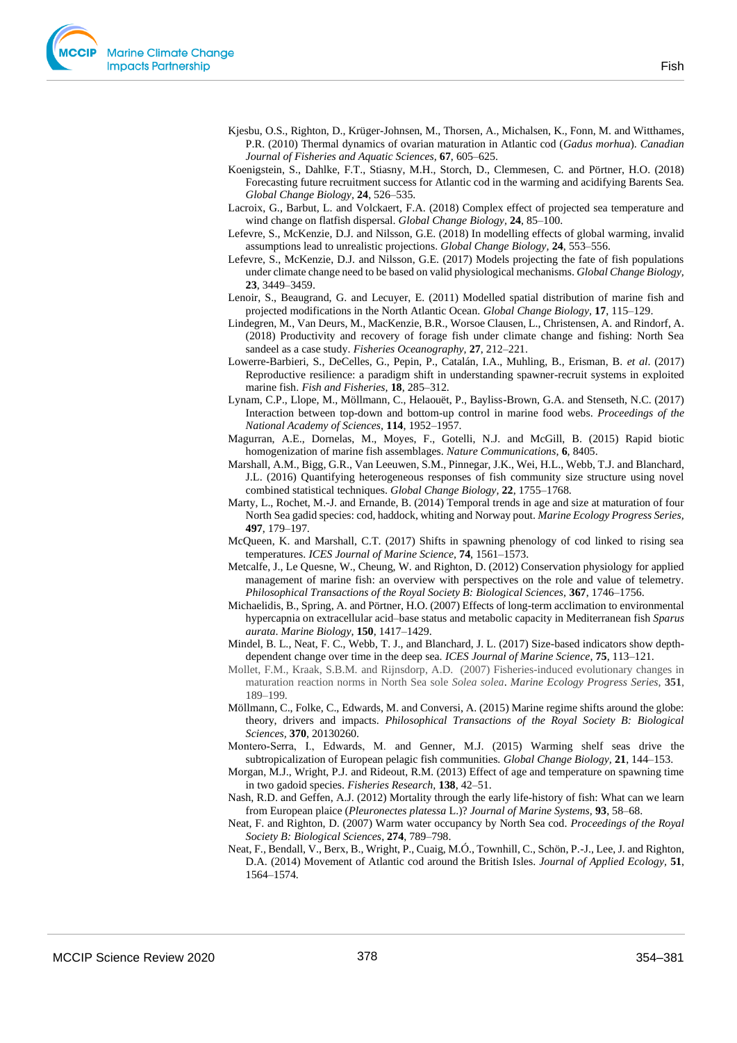Kjesbu, O.S., Righton, D., Krüger-Johnsen, M., Thorsen, A., Michalsen, K., Fonn, M. and Witthames, P.R. (2010) Thermal dynamics of ovarian maturation in Atlantic cod (*Gadus morhua*). *Canadian Journal of Fisheries and Aquatic Sciences*, **67**, 605–625.

Koenigstein, S., Dahlke, F.T., Stiasny, M.H., Storch, D., Clemmesen, C. and Pörtner, H.O. (2018) Forecasting future recruitment success for Atlantic cod in the warming and acidifying Barents Sea. *Global Change Biology*, **24**, 526–535.

Lacroix, G., Barbut, L. and Volckaert, F.A. (2018) Complex effect of projected sea temperature and wind change on flatfish dispersal. *Global Change Biology*, **24**, 85–100.

Lefevre, S., McKenzie, D.J. and Nilsson, G.E. (2018) In modelling effects of global warming, invalid assumptions lead to unrealistic projections. *Global Change Biology*, **24**, 553–556.

Lefevre, S., McKenzie, D.J. and Nilsson, G.E. (2017) Models projecting the fate of fish populations under climate change need to be based on valid physiological mechanisms. *Global Change Biology*, **23**, 3449–3459.

Lenoir, S., Beaugrand, G. and Lecuyer, E. (2011) Modelled spatial distribution of marine fish and projected modifications in the North Atlantic Ocean. *Global Change Biology*, **17**, 115–129.

Lindegren, M., Van Deurs, M., MacKenzie, B.R., Worsoe Clausen, L., Christensen, A. and Rindorf, A. (2018) Productivity and recovery of forage fish under climate change and fishing: North Sea sandeel as a case study. *Fisheries Oceanography*, **27**, 212–221.

Lowerre-Barbieri, S., DeCelles, G., Pepin, P., Catalán, I.A., Muhling, B., Erisman, B. *et al*. (2017) Reproductive resilience: a paradigm shift in understanding spawner-recruit systems in exploited marine fish. *Fish and Fisheries*, **18**, 285–312.

Lynam, C.P., Llope, M., Möllmann, C., Helaouët, P., Bayliss-Brown, G.A. and Stenseth, N.C. (2017) Interaction between top-down and bottom-up control in marine food webs. *Proceedings of the National Academy of Sciences*, **114**, 1952–1957.

Magurran, A.E., Dornelas, M., Moyes, F., Gotelli, N.J. and McGill, B. (2015) Rapid biotic homogenization of marine fish assemblages. *Nature Communications*, **6**, 8405.

Marshall, A.M., Bigg, G.R., Van Leeuwen, S.M., Pinnegar, J.K., Wei, H.L., Webb, T.J. and Blanchard, J.L. (2016) Quantifying heterogeneous responses of fish community size structure using novel combined statistical techniques. *Global Change Biology*, **22**, 1755–1768.

Marty, L., Rochet, M.-J. and Ernande, B. (2014) Temporal trends in age and size at maturation of four North Sea gadid species: cod, haddock, whiting and Norway pout. *Marine Ecology Progress Series*, **497**, 179–197.

McQueen, K. and Marshall, C.T. (2017) Shifts in spawning phenology of cod linked to rising sea temperatures. *ICES Journal of Marine Science*, **74**, 1561–1573.

Metcalfe, J., Le Quesne, W., Cheung, W. and Righton, D. (2012) Conservation physiology for applied management of marine fish: an overview with perspectives on the role and value of telemetry. *Philosophical Transactions of the Royal Society B: Biological Sciences*, **367**, 1746–1756.

Michaelidis, B., Spring, A. and Pörtner, H.O. (2007) Effects of long-term acclimation to environmental hypercapnia on extracellular acid–base status and metabolic capacity in Mediterranean fish *Sparus aurata*. *Marine Biology*, **150**, 1417–1429.

Mindel, B. L., Neat, F. C., Webb, T. J., and Blanchard, J. L. (2017) Size-based indicators show depth-dependent change over time in the deep sea. *ICES Journal of Marine Science*, **75**, 113–121.

Mollet, F.M., Kraak, S.B.M. and Rijnsdorp, A.D. (2007) Fisheries-induced evolutionary changes in maturation reaction norms in North Sea sole *Solea solea*. *Marine Ecology Progress Series*, **351**, 189–199.

Möllmann, C., Folke, C., Edwards, M. and Conversi, A. (2015) Marine regime shifts around the globe: theory, drivers and impacts. *Philosophical Transactions of the Royal Society B: Biological Sciences*, **370**, 20130260.

Montero-Serra, I., Edwards, M. and Genner, M.J. (2015) Warming shelf seas drive the subtropicalization of European pelagic fish communities. *Global Change Biology*, **21**, 144–153.

Morgan, M.J., Wright, P.J. and Rideout, R.M. (2013) Effect of age and temperature on spawning time in two gadoid species. *Fisheries Research*, **138**, 42–51.

Nash, R.D. and Geffen, A.J. (2012) Mortality through the early life-history of fish: What can we learn from European plaice (*Pleuronectes platessa* L.)? *Journal of Marine Systems*, **93**, 58–68.

Neat, F. and Righton, D. (2007) Warm water occupancy by North Sea cod. *Proceedings of the Royal Society B: Biological Sciences*, **274**, 789–798.

Neat, F., Bendall, V., Berx, B., Wright, P., Cuaig, M.Ó., Townhill, C., Schön, P.-J., Lee, J. and Righton, D.A. (2014) Movement of Atlantic cod around the British Isles. *Journal of Applied Ecology*, **51**, 1564–1574.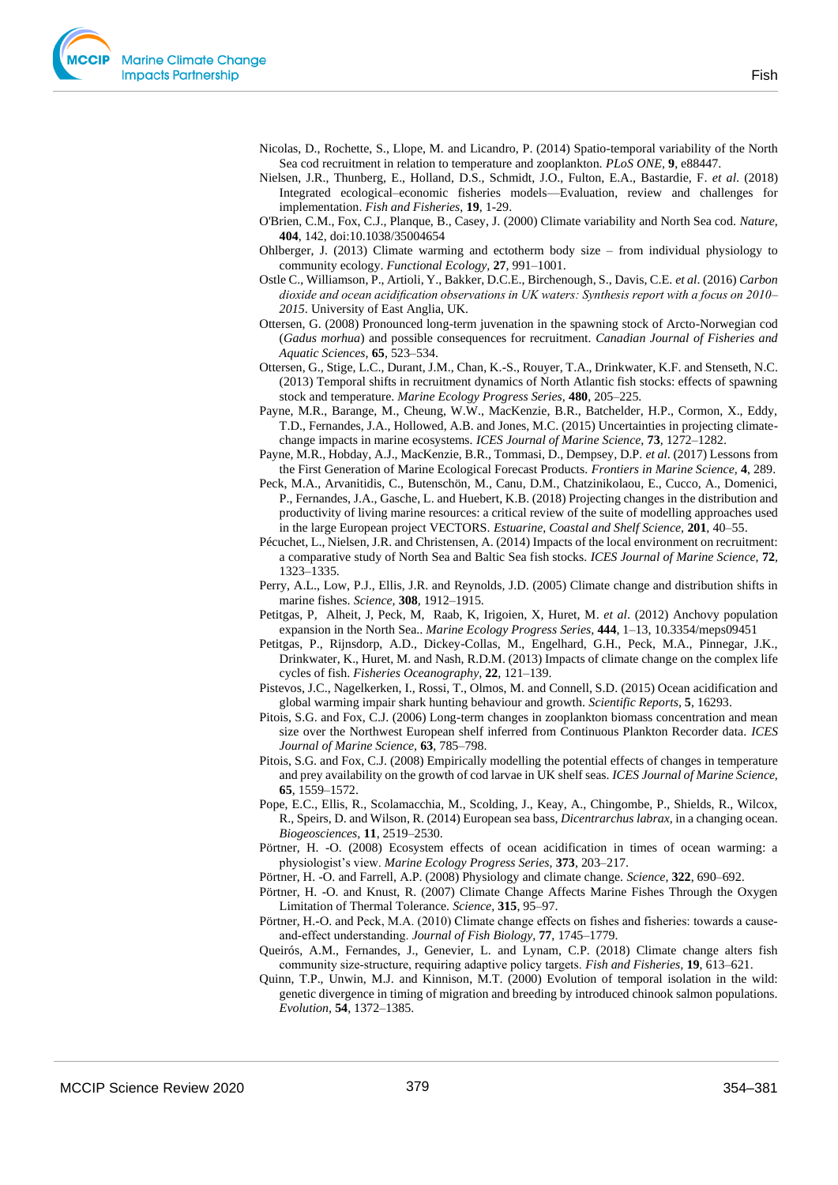Nicolas, D., Rochette, S., Llope, M. and Licandro, P. (2014) Spatio-temporal variability of the North Sea cod recruitment in relation to temperature and zooplankton. *PLoS ONE*, **9**, e88447.

Nielsen, J.R., Thunberg, E., Holland, D.S., Schmidt, J.O., Fulton, E.A., Bastardie, F. *et al.* (2018) Integrated ecological–economic fisheries models—Evaluation, review and challenges for implementation. *Fish and Fisheries*, **19**, 1-29.

O'Brien, C.M., Fox, C.J., Planque, B., Casey, J. (2000) Climate variability and North Sea cod. *Nature*, **404**, 142, doi:10.1038/35004654

Ohlberger, J. (2013) Climate warming and ectotherm body size – from individual physiology to community ecology. *Functional Ecology*, **27**, 991–1001.

Ostle C., Williamson, P., Artioli, Y., Bakker, D.C.E., Birchenough, S., Davis, C.E. *et al*. (2016) *Carbon dioxide and ocean acidification observations in UK waters: Synthesis report with a focus on 2010–2015*. University of East Anglia, UK.

Ottersen, G. (2008) Pronounced long-term juvenation in the spawning stock of Arcto-Norwegian cod (*Gadus morhua*) and possible consequences for recruitment. *Canadian Journal of Fisheries and Aquatic Sciences*, **65**, 523–534.

Ottersen, G., Stige, L.C., Durant, J.M., Chan, K.-S., Rouyer, T.A., Drinkwater, K.F. and Stenseth, N.C. (2013) Temporal shifts in recruitment dynamics of North Atlantic fish stocks: effects of spawning stock and temperature. *Marine Ecology Progress Series*, **480**, 205–225.

Payne, M.R., Barange, M., Cheung, W.W., MacKenzie, B.R., Batchelder, H.P., Cormon, X., Eddy, T.D., Fernandes, J.A., Hollowed, A.B. and Jones, M.C. (2015) Uncertainties in projecting climate-change impacts in marine ecosystems. *ICES Journal of Marine Science*, **73**, 1272–1282.

Payne, M.R., Hobday, A.J., MacKenzie, B.R., Tommasi, D., Dempsey, D.P. *et al.* (2017) Lessons from the First Generation of Marine Ecological Forecast Products. *Frontiers in Marine Science*, **4**, 289.

Peck, M.A., Arvanitidis, C., Butenschön, M., Canu, D.M., Chatzinikolaou, E., Cucco, A., Domenici, P., Fernandes, J.A., Gasche, L. and Huebert, K.B. (2018) Projecting changes in the distribution and productivity of living marine resources: a critical review of the suite of modelling approaches used in the large European project VECTORS. *Estuarine, Coastal and Shelf Science*, **201**, 40–55.

Pécuchet, L., Nielsen, J.R. and Christensen, A. (2014) Impacts of the local environment on recruitment: a comparative study of North Sea and Baltic Sea fish stocks. *ICES Journal of Marine Science*, **72**, 1323–1335.

Perry, A.L., Low, P.J., Ellis, J.R. and Reynolds, J.D. (2005) Climate change and distribution shifts in marine fishes. *Science*, **308**, 1912–1915.

Petitgas, P, Alheit, J, Peck, M, Raab, K, Irigoien, X, Huret, M. *et al*. (2012) Anchovy population expansion in the North Sea.. *Marine Ecology Progress Series*, **444**, 1–13, 10.3354/meps09451

Petitgas, P., Rijnsdorp, A.D., Dickey-Collas, M., Engelhard, G.H., Peck, M.A., Pinnegar, J.K., Drinkwater, K., Huret, M. and Nash, R.D.M. (2013) Impacts of climate change on the complex life cycles of fish. *Fisheries Oceanography*, **22**, 121–139.

Pistevos, J.C., Nagelkerken, I., Rossi, T., Olmos, M. and Connell, S.D. (2015) Ocean acidification and global warming impair shark hunting behaviour and growth. *Scientific Reports*, **5**, 16293.

Pitois, S.G. and Fox, C.J. (2006) Long-term changes in zooplankton biomass concentration and mean size over the Northwest European shelf inferred from Continuous Plankton Recorder data. *ICES Journal of Marine Science*, **63**, 785–798.

Pitois, S.G. and Fox, C.J. (2008) Empirically modelling the potential effects of changes in temperature and prey availability on the growth of cod larvae in UK shelf seas. *ICES Journal of Marine Science*, **65**, 1559–1572.

Pope, E.C., Ellis, R., Scolamacchia, M., Scolding, J., Keay, A., Chingombe, P., Shields, R., Wilcox, R., Speirs, D. and Wilson, R. (2014) European sea bass, *Dicentrarchus labrax*, in a changing ocean. *Biogeosciences*, **11**, 2519–2530.

Pörtner, H. -O. (2008) Ecosystem effects of ocean acidification in times of ocean warming: a physiologist's view. *Marine Ecology Progress Series*, **373**, 203–217.

Pörtner, H. -O. and Farrell, A.P. (2008) Physiology and climate change. *Science*, **322**, 690–692.

Pörtner, H. -O. and Knust, R. (2007) Climate Change Affects Marine Fishes Through the Oxygen Limitation of Thermal Tolerance. *Science*, **315**, 95–97.

Pörtner, H.-O. and Peck, M.A. (2010) Climate change effects on fishes and fisheries: towards a cause-and-effect understanding. *Journal of Fish Biology*, **77**, 1745–1779.

Queirós, A.M., Fernandes, J., Genevier, L. and Lynam, C.P. (2018) Climate change alters fish community size-structure, requiring adaptive policy targets. *Fish and Fisheries*, **19**, 613–621.

Quinn, T.P., Unwin, M.J. and Kinnison, M.T. (2000) Evolution of temporal isolation in the wild: genetic divergence in timing of migration and breeding by introduced chinook salmon populations. *Evolution*, **54**, 1372–1385.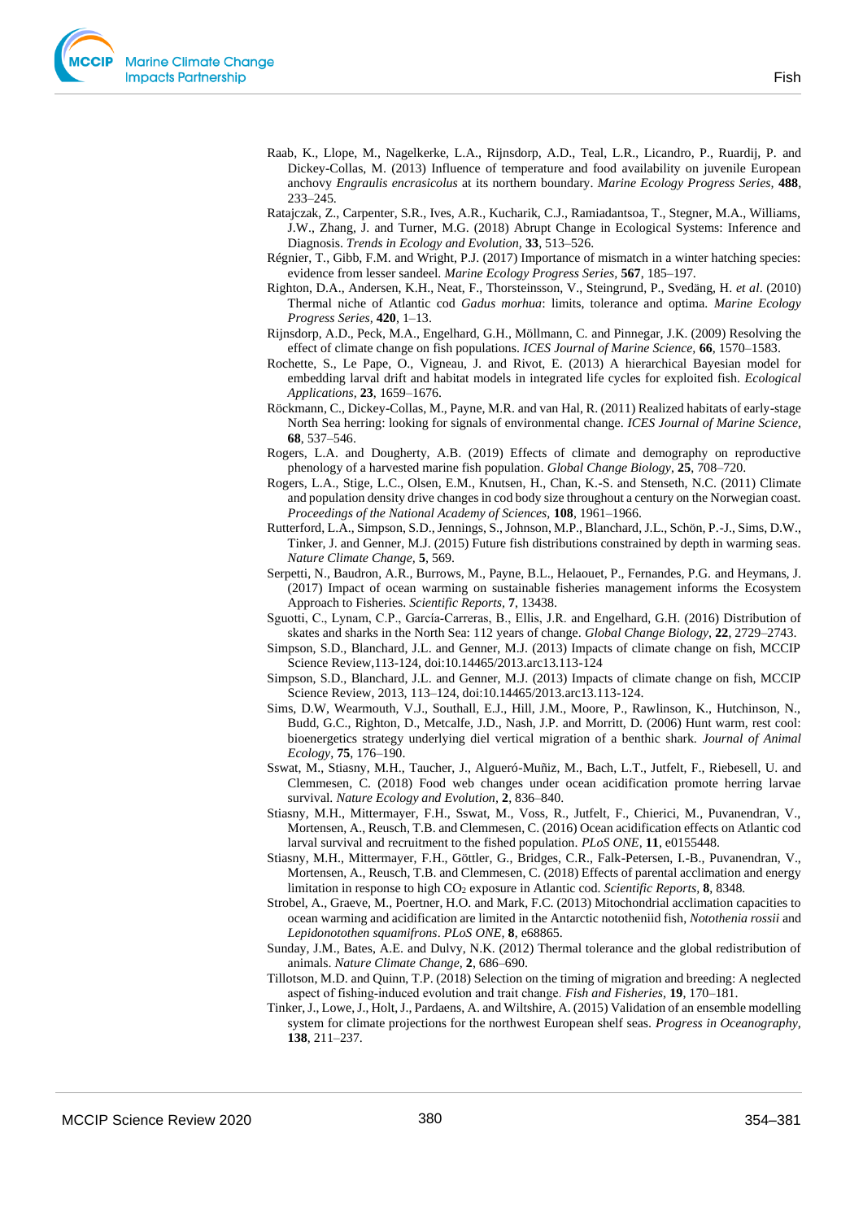Raab, K., Llope, M., Nagelkerke, L.A., Rijnsdorp, A.D., Teal, L.R., Licandro, P., Ruardij, P. and Dickey-Collas, M. (2013) Influence of temperature and food availability on juvenile European anchovy *Engraulis encrasicolus* at its northern boundary. *Marine Ecology Progress Series*, **488**, 233–245.

Ratajczak, Z., Carpenter, S.R., Ives, A.R., Kucharik, C.J., Ramiadantsoa, T., Stegner, M.A., Williams, J.W., Zhang, J. and Turner, M.G. (2018) Abrupt Change in Ecological Systems: Inference and Diagnosis. *Trends in Ecology and Evolution*, **33**, 513–526.

Régnier, T., Gibb, F.M. and Wright, P.J. (2017) Importance of mismatch in a winter hatching species: evidence from lesser sandeel. *Marine Ecology Progress Series*, **567**, 185–197.

Righton, D.A., Andersen, K.H., Neat, F., Thorsteinsson, V., Steingrund, P., Svedäng, H. *et al*. (2010) Thermal niche of Atlantic cod *Gadus morhua*: limits, tolerance and optima. *Marine Ecology Progress Series*, **420**, 1–13.

Rijnsdorp, A.D., Peck, M.A., Engelhard, G.H., Möllmann, C. and Pinnegar, J.K. (2009) Resolving the effect of climate change on fish populations. *ICES Journal of Marine Science*, **66**, 1570–1583.

Rochette, S., Le Pape, O., Vigneau, J. and Rivot, E. (2013) A hierarchical Bayesian model for embedding larval drift and habitat models in integrated life cycles for exploited fish. *Ecological Applications*, **23**, 1659–1676.

Röckmann, C., Dickey-Collas, M., Payne, M.R. and van Hal, R. (2011) Realized habitats of early-stage North Sea herring: looking for signals of environmental change. *ICES Journal of Marine Science*, **68**, 537–546.

Rogers, L.A. and Dougherty, A.B. (2019) Effects of climate and demography on reproductive phenology of a harvested marine fish population. *Global Change Biology*, **25**, 708–720.

Rogers, L.A., Stige, L.C., Olsen, E.M., Knutsen, H., Chan, K.-S. and Stenseth, N.C. (2011) Climate and population density drive changes in cod body size throughout a century on the Norwegian coast. *Proceedings of the National Academy of Sciences*, **108**, 1961–1966.

Rutterford, L.A., Simpson, S.D., Jennings, S., Johnson, M.P., Blanchard, J.L., Schön, P.-J., Sims, D.W., Tinker, J. and Genner, M.J. (2015) Future fish distributions constrained by depth in warming seas. *Nature Climate Change*, **5**, 569.

Serpetti, N., Baudron, A.R., Burrows, M., Payne, B.L., Helaouet, P., Fernandes, P.G. and Heymans, J. (2017) Impact of ocean warming on sustainable fisheries management informs the Ecosystem Approach to Fisheries. *Scientific Reports*, **7**, 13438.

Sguotti, C., Lynam, C.P., García-Carreras, B., Ellis, J.R. and Engelhard, G.H. (2016) Distribution of skates and sharks in the North Sea: 112 years of change. *Global Change Biology*, **22**, 2729–2743.

Simpson, S.D., Blanchard, J.L. and Genner, M.J. (2013) Impacts of climate change on fish, MCCIP Science Review,113-124, doi:10.14465/2013.arc13.113-124

Simpson, S.D., Blanchard, J.L. and Genner, M.J. (2013) Impacts of climate change on fish, MCCIP Science Review, 2013, 113–124, doi:10.14465/2013.arc13.113-124.

Sims, D.W, Wearmouth, V.J., Southall, E.J., Hill, J.M., Moore, P., Rawlinson, K., Hutchinson, N., Budd, G.C., Righton, D., Metcalfe, J.D., Nash, J.P. and Morritt, D. (2006) Hunt warm, rest cool: bioenergetics strategy underlying diel vertical migration of a benthic shark. *Journal of Animal Ecology*, **75**, 176–190.

Sswat, M., Stiasny, M.H., Taucher, J., Algueró-Muñiz, M., Bach, L.T., Jutfelt, F., Riebesell, U. and Clemmesen, C. (2018) Food web changes under ocean acidification promote herring larvae survival. *Nature Ecology and Evolution*, **2**, 836–840.

Stiasny, M.H., Mittermayer, F.H., Sswat, M., Voss, R., Jutfelt, F., Chierici, M., Puvanendran, V., Mortensen, A., Reusch, T.B. and Clemmesen, C. (2016) Ocean acidification effects on Atlantic cod larval survival and recruitment to the fished population. *PLoS ONE*, **11**, e0155448.

Stiasny, M.H., Mittermayer, F.H., Göttler, G., Bridges, C.R., Falk-Petersen, I.-B., Puvanendran, V., Mortensen, A., Reusch, T.B. and Clemmesen, C. (2018) Effects of parental acclimation and energy limitation in response to high $CO_2$ exposure in Atlantic cod. *Scientific Reports*, **8**, 8348.

Strobel, A., Graeve, M., Poertner, H.O. and Mark, F.C. (2013) Mitochondrial acclimation capacities to ocean warming and acidification are limited in the Antarctic nototheniid fish, *Notothenia rossii* and *Lepidonotothen squamifrons*. *PLoS ONE*, **8**, e68865.

Sunday, J.M., Bates, A.E. and Dulvy, N.K. (2012) Thermal tolerance and the global redistribution of animals. *Nature Climate Change*, **2**, 686–690.

Tillotson, M.D. and Quinn, T.P. (2018) Selection on the timing of migration and breeding: A neglected aspect of fishing-induced evolution and trait change. *Fish and Fisheries*, **19**, 170–181.

Tinker, J., Lowe, J., Holt, J., Pardaens, A. and Wiltshire, A. (2015) Validation of an ensemble modelling system for climate projections for the northwest European shelf seas. *Progress in Oceanography*, **138**, 211–237.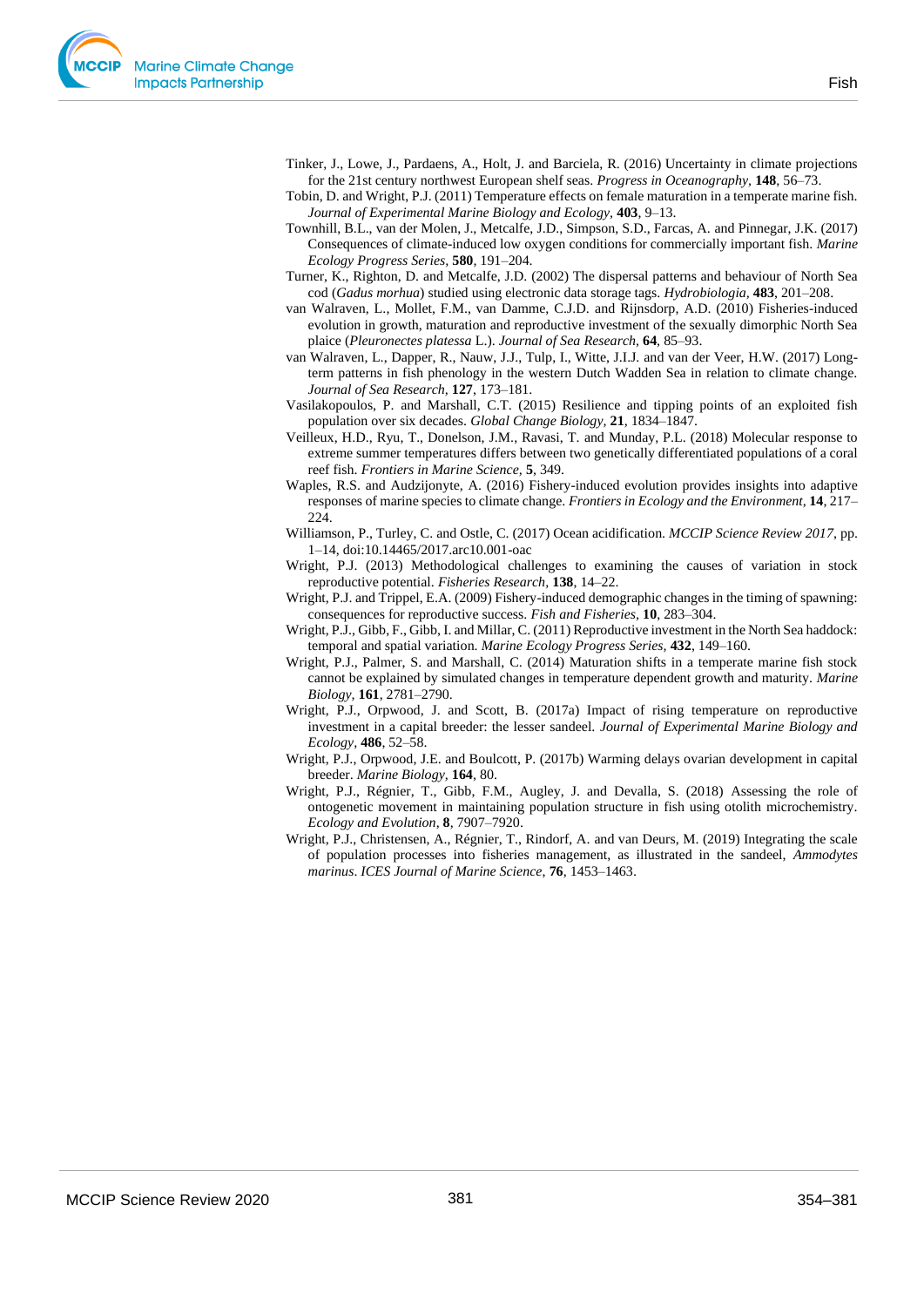Tinker, J., Lowe, J., Pardaens, A., Holt, J. and Barciela, R. (2016) Uncertainty in climate projections for the 21st century northwest European shelf seas. *Progress in Oceanography*, **148**, 56–73.

Tobin, D. and Wright, P.J. (2011) Temperature effects on female maturation in a temperate marine fish. *Journal of Experimental Marine Biology and Ecology*, **403**, 9–13.

Townhill, B.L., van der Molen, J., Metcalfe, J.D., Simpson, S.D., Farcas, A. and Pinnegar, J.K. (2017) Consequences of climate-induced low oxygen conditions for commercially important fish. *Marine Ecology Progress Series*, **580**, 191–204.

Turner, K., Righton, D. and Metcalfe, J.D. (2002) The dispersal patterns and behaviour of North Sea cod (*Gadus morhua*) studied using electronic data storage tags. *Hydrobiologia*, **483**, 201–208.

van Walraven, L., Mollet, F.M., van Damme, C.J.D. and Rijnsdorp, A.D. (2010) Fisheries-induced evolution in growth, maturation and reproductive investment of the sexually dimorphic North Sea plaice (*Pleuronectes platessa* L.). *Journal of Sea Research*, **64**, 85–93.

van Walraven, L., Dapper, R., Nauw, J.J., Tulp, I., Witte, J.I.J. and van der Veer, H.W. (2017) Long-term patterns in fish phenology in the western Dutch Wadden Sea in relation to climate change. *Journal of Sea Research*, **127**, 173–181.

Vasilakopoulos, P. and Marshall, C.T. (2015) Resilience and tipping points of an exploited fish population over six decades. *Global Change Biology*, **21**, 1834–1847.

Veilleux, H.D., Ryu, T., Donelson, J.M., Ravasi, T. and Munday, P.L. (2018) Molecular response to extreme summer temperatures differs between two genetically differentiated populations of a coral reef fish. *Frontiers in Marine Science*, **5**, 349.

Waples, R.S. and Audzijonyte, A. (2016) Fishery-induced evolution provides insights into adaptive responses of marine species to climate change. *Frontiers in Ecology and the Environment*, **14**, 217–224.

Williamson, P., Turley, C. and Ostle, C. (2017) Ocean acidification. *MCCIP Science Review 2017*, pp. 1–14, doi:10.14465/2017.arc10.001-oac

Wright, P.J. (2013) Methodological challenges to examining the causes of variation in stock reproductive potential. *Fisheries Research*, **138**, 14–22.

Wright, P.J. and Trippel, E.A. (2009) Fishery-induced demographic changes in the timing of spawning: consequences for reproductive success. *Fish and Fisheries*, **10**, 283–304.

Wright, P.J., Gibb, F., Gibb, I. and Millar, C. (2011) Reproductive investment in the North Sea haddock: temporal and spatial variation. *Marine Ecology Progress Series*, **432**, 149–160.

Wright, P.J., Palmer, S. and Marshall, C. (2014) Maturation shifts in a temperate marine fish stock cannot be explained by simulated changes in temperature dependent growth and maturity. *Marine Biology*, **161**, 2781–2790.

Wright, P.J., Orpwood, J. and Scott, B. (2017a) Impact of rising temperature on reproductive investment in a capital breeder: the lesser sandeel. *Journal of Experimental Marine Biology and Ecology*, **486**, 52–58.

Wright, P.J., Orpwood, J.E. and Boulcott, P. (2017b) Warming delays ovarian development in capital breeder. *Marine Biology*, **164**, 80.

Wright, P.J., Régnier, T., Gibb, F.M., Augley, J. and Devalla, S. (2018) Assessing the role of ontogenetic movement in maintaining population structure in fish using otolith microchemistry. *Ecology and Evolution*, **8**, 7907–7920.

Wright, P.J., Christensen, A., Régnier, T., Rindorf, A. and van Deurs, M. (2019) Integrating the scale of population processes into fisheries management, as illustrated in the sandeel, *Ammodytes marinus*. *ICES Journal of Marine Science*, **76**, 1453–1463.